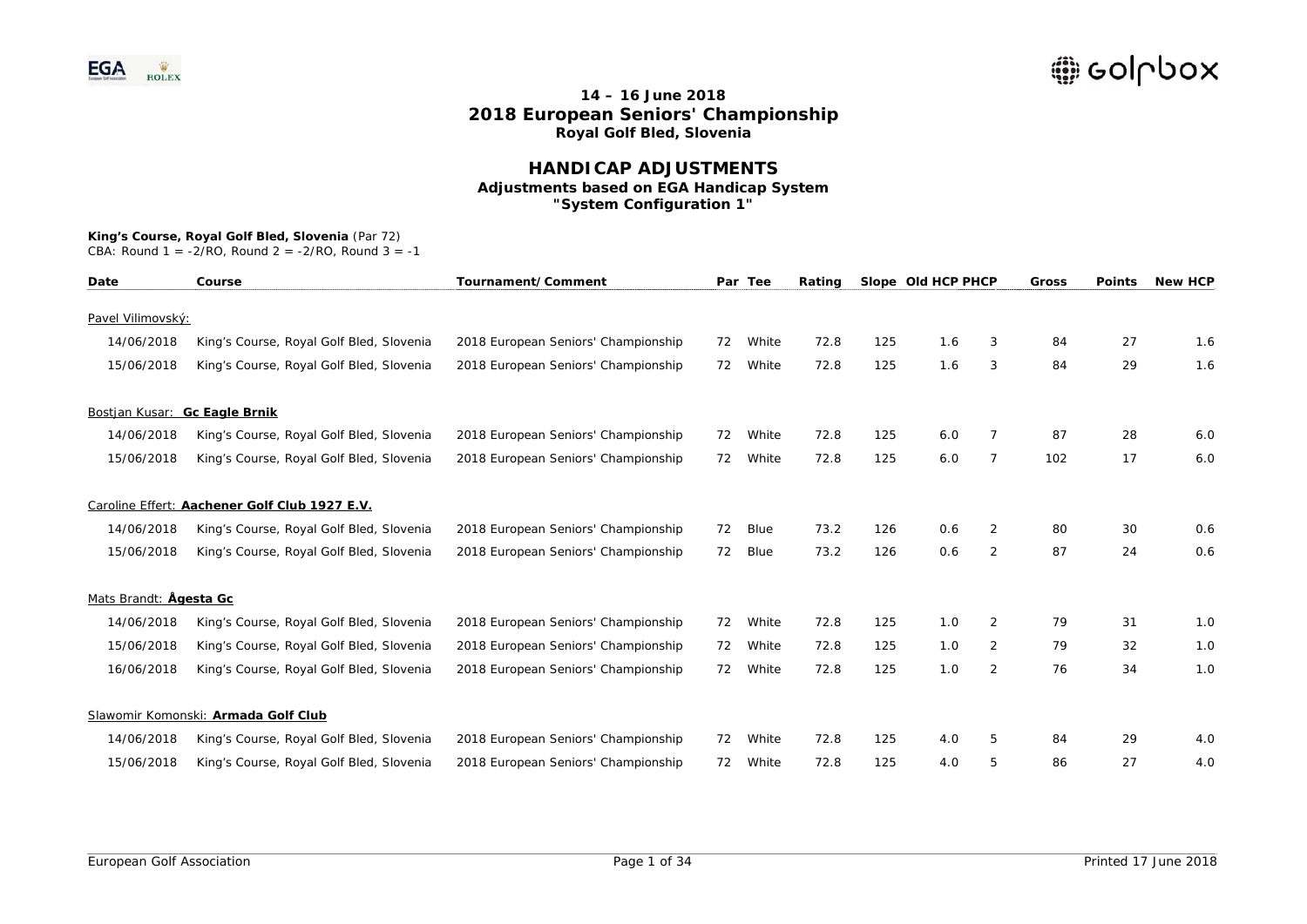# 14 – 16 June 2018
# 2018 European Seniors' Championship
### Royal Golf Bled, Slovenia

## HANDICAP ADJUSTMENTS
### Adjustments based on EGA Handicap System
### "System Configuration 1"

**King's Course, Royal Golf Bled, Slovenia** (Par 72)
CBA: Round 1 = -2/RO, Round 2 = -2/RO, Round 3 = -1

| Date | Course | Tournament/Comment | Par | Tee | Rating | Slope | Old HCP | PHCP | Gross | Points | New HCP |
|---|---|---|---|---|---|---|---|---|---|---|---|
| Pavel Vilimovský: | | | | | | | | | | | |
| 14/06/2018 | King's Course, Royal Golf Bled, Slovenia | 2018 European Seniors' Championship | 72 | White | 72.8 | 125 | 1.6 | 3 | 84 | 27 | 1.6 |
| 15/06/2018 | King's Course, Royal Golf Bled, Slovenia | 2018 European Seniors' Championship | 72 | White | 72.8 | 125 | 1.6 | 3 | 84 | 29 | 1.6 |
| Bostjan Kusar: **Gc Eagle Brnik** | | | | | | | | | | | |
| 14/06/2018 | King's Course, Royal Golf Bled, Slovenia | 2018 European Seniors' Championship | 72 | White | 72.8 | 125 | 6.0 | 7 | 87 | 28 | 6.0 |
| 15/06/2018 | King's Course, Royal Golf Bled, Slovenia | 2018 European Seniors' Championship | 72 | White | 72.8 | 125 | 6.0 | 7 | 102 | 17 | 6.0 |
| Caroline Effert: **Aachener Golf Club 1927 E.V.** | | | | | | | | | | | |
| 14/06/2018 | King's Course, Royal Golf Bled, Slovenia | 2018 European Seniors' Championship | 72 | Blue | 73.2 | 126 | 0.6 | 2 | 80 | 30 | 0.6 |
| 15/06/2018 | King's Course, Royal Golf Bled, Slovenia | 2018 European Seniors' Championship | 72 | Blue | 73.2 | 126 | 0.6 | 2 | 87 | 24 | 0.6 |
| Mats Brandt: **Ågesta Gc** | | | | | | | | | | | |
| 14/06/2018 | King's Course, Royal Golf Bled, Slovenia | 2018 European Seniors' Championship | 72 | White | 72.8 | 125 | 1.0 | 2 | 79 | 31 | 1.0 |
| 15/06/2018 | King's Course, Royal Golf Bled, Slovenia | 2018 European Seniors' Championship | 72 | White | 72.8 | 125 | 1.0 | 2 | 79 | 32 | 1.0 |
| 16/06/2018 | King's Course, Royal Golf Bled, Slovenia | 2018 European Seniors' Championship | 72 | White | 72.8 | 125 | 1.0 | 2 | 76 | 34 | 1.0 |
| Slawomir Komonski: **Armada Golf Club** | | | | | | | | | | | |
| 14/06/2018 | King's Course, Royal Golf Bled, Slovenia | 2018 European Seniors' Championship | 72 | White | 72.8 | 125 | 4.0 | 5 | 84 | 29 | 4.0 |
| 15/06/2018 | King's Course, Royal Golf Bled, Slovenia | 2018 European Seniors' Championship | 72 | White | 72.8 | 125 | 4.0 | 5 | 86 | 27 | 4.0 |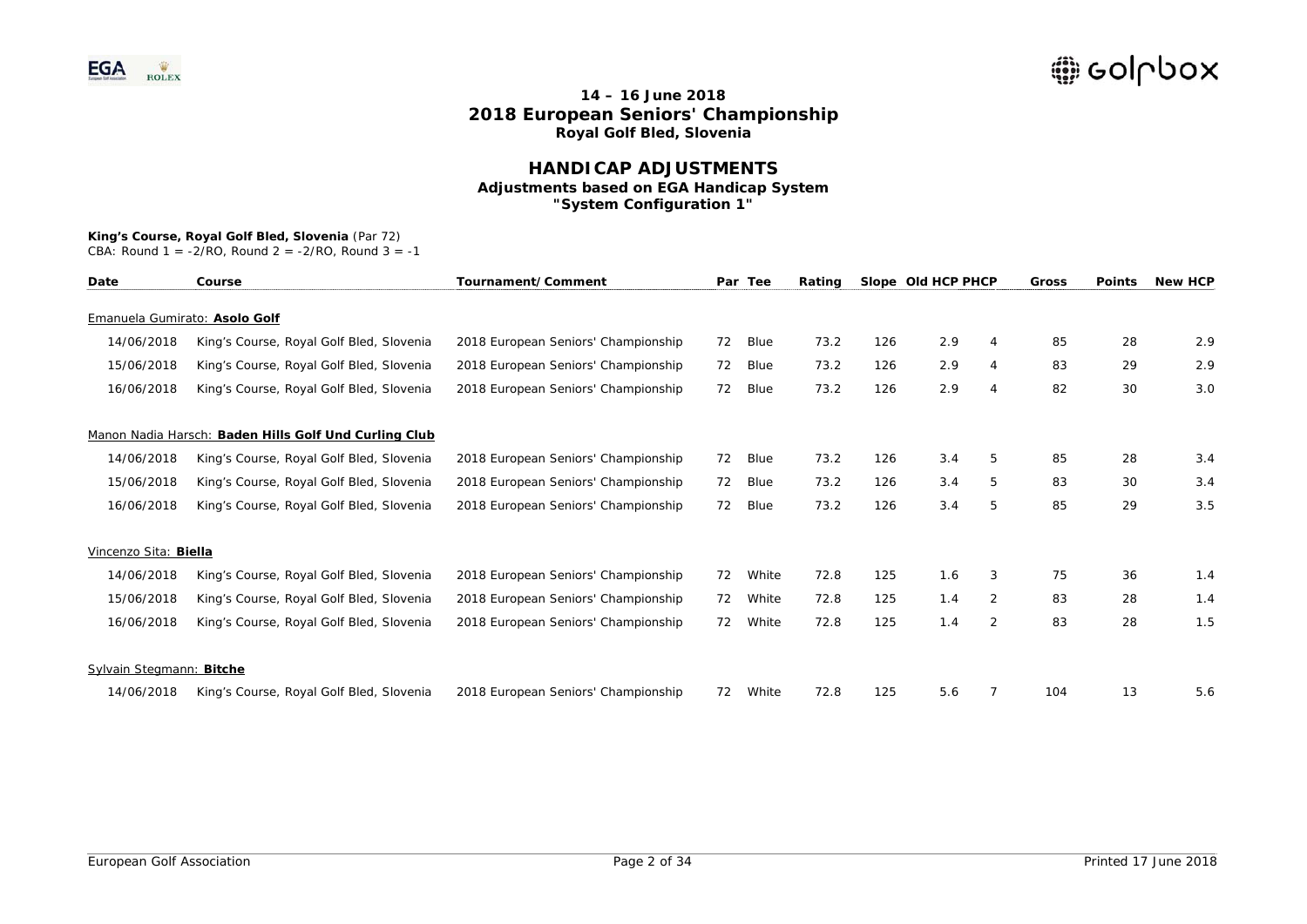## 14 – 16 June 2018
# 2018 European Seniors' Championship
### Royal Golf Bled, Slovenia

## HANDICAP ADJUSTMENTS
### Adjustments based on EGA Handicap System
### "System Configuration 1"

**King's Course, Royal Golf Bled, Slovenia** (Par 72)
CBA: Round 1 = -2/RO, Round 2 = -2/RO, Round 3 = -1

| Date | Course | Tournament/Comment | Par | Tee | Rating | Slope | Old HCP | PHCP | Gross | Points | New HCP |
|---|---|---|---|---|---|---|---|---|---|---|---|
| Emanuela Gumirato: **Asolo Golf** | | | | | | | | | | | |
| 14/06/2018 | King's Course, Royal Golf Bled, Slovenia | 2018 European Seniors' Championship | 72 | Blue | 73.2 | 126 | 2.9 | 4 | 85 | 28 | 2.9 |
| 15/06/2018 | King's Course, Royal Golf Bled, Slovenia | 2018 European Seniors' Championship | 72 | Blue | 73.2 | 126 | 2.9 | 4 | 83 | 29 | 2.9 |
| 16/06/2018 | King's Course, Royal Golf Bled, Slovenia | 2018 European Seniors' Championship | 72 | Blue | 73.2 | 126 | 2.9 | 4 | 82 | 30 | 3.0 |
| Manon Nadia Harsch: **Baden Hills Golf Und Curling Club** | | | | | | | | | | | |
| 14/06/2018 | King's Course, Royal Golf Bled, Slovenia | 2018 European Seniors' Championship | 72 | Blue | 73.2 | 126 | 3.4 | 5 | 85 | 28 | 3.4 |
| 15/06/2018 | King's Course, Royal Golf Bled, Slovenia | 2018 European Seniors' Championship | 72 | Blue | 73.2 | 126 | 3.4 | 5 | 83 | 30 | 3.4 |
| 16/06/2018 | King's Course, Royal Golf Bled, Slovenia | 2018 European Seniors' Championship | 72 | Blue | 73.2 | 126 | 3.4 | 5 | 85 | 29 | 3.5 |
| Vincenzo Sita: **Biella** | | | | | | | | | | | |
| 14/06/2018 | King's Course, Royal Golf Bled, Slovenia | 2018 European Seniors' Championship | 72 | White | 72.8 | 125 | 1.6 | 3 | 75 | 36 | 1.4 |
| 15/06/2018 | King's Course, Royal Golf Bled, Slovenia | 2018 European Seniors' Championship | 72 | White | 72.8 | 125 | 1.4 | 2 | 83 | 28 | 1.4 |
| 16/06/2018 | King's Course, Royal Golf Bled, Slovenia | 2018 European Seniors' Championship | 72 | White | 72.8 | 125 | 1.4 | 2 | 83 | 28 | 1.5 |
| Sylvain Stegmann: **Bitche** | | | | | | | | | | | |
| 14/06/2018 | King's Course, Royal Golf Bled, Slovenia | 2018 European Seniors' Championship | 72 | White | 72.8 | 125 | 5.6 | 7 | 104 | 13 | 5.6 |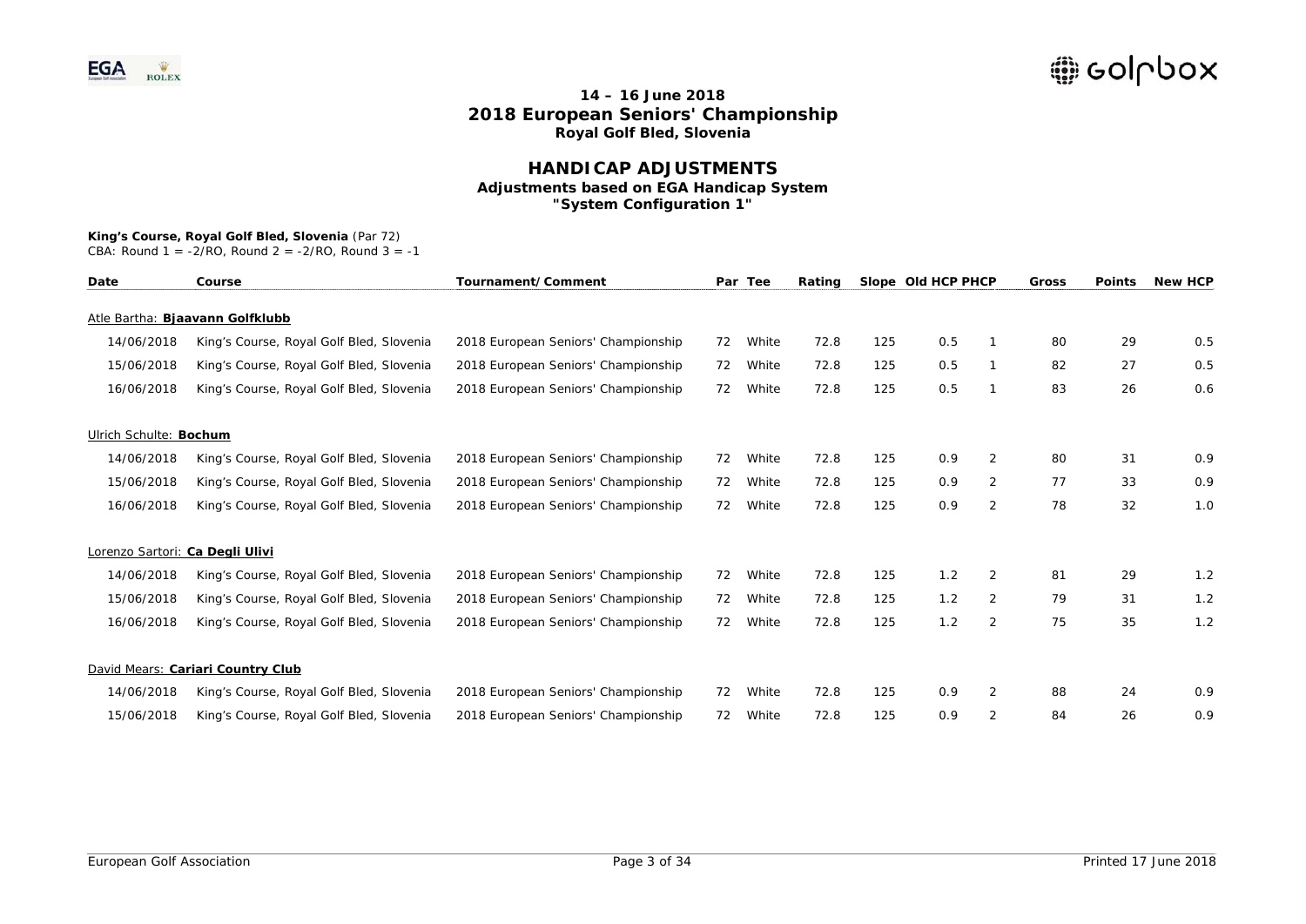# 14 – 16 June 2018
# 2018 European Seniors' Championship
## Royal Golf Bled, Slovenia

## HANDICAP ADJUSTMENTS
### Adjustments based on EGA Handicap System
### "System Configuration 1"

**King's Course, Royal Golf Bled, Slovenia** (Par 72)
CBA: Round 1 = -2/RO, Round 2 = -2/RO, Round 3 = -1

| Date | Course | Tournament/Comment | Par | Tee | Rating | Slope | Old HCP | PHCP | Gross | Points | New HCP |
|---|---|---|---|---|---|---|---|---|---|---|---|
| Atle Bartha: **Bjaavann Golfklubb** | | | | | | | | | | | |
| 14/06/2018 | King's Course, Royal Golf Bled, Slovenia | 2018 European Seniors' Championship | 72 | White | 72.8 | 125 | 0.5 | 1 | 80 | 29 | 0.5 |
| 15/06/2018 | King's Course, Royal Golf Bled, Slovenia | 2018 European Seniors' Championship | 72 | White | 72.8 | 125 | 0.5 | 1 | 82 | 27 | 0.5 |
| 16/06/2018 | King's Course, Royal Golf Bled, Slovenia | 2018 European Seniors' Championship | 72 | White | 72.8 | 125 | 0.5 | 1 | 83 | 26 | 0.6 |
| Ulrich Schulte: **Bochum** | | | | | | | | | | | |
| 14/06/2018 | King's Course, Royal Golf Bled, Slovenia | 2018 European Seniors' Championship | 72 | White | 72.8 | 125 | 0.9 | 2 | 80 | 31 | 0.9 |
| 15/06/2018 | King's Course, Royal Golf Bled, Slovenia | 2018 European Seniors' Championship | 72 | White | 72.8 | 125 | 0.9 | 2 | 77 | 33 | 0.9 |
| 16/06/2018 | King's Course, Royal Golf Bled, Slovenia | 2018 European Seniors' Championship | 72 | White | 72.8 | 125 | 0.9 | 2 | 78 | 32 | 1.0 |
| Lorenzo Sartori: **Ca Degli Ulivi** | | | | | | | | | | | |
| 14/06/2018 | King's Course, Royal Golf Bled, Slovenia | 2018 European Seniors' Championship | 72 | White | 72.8 | 125 | 1.2 | 2 | 81 | 29 | 1.2 |
| 15/06/2018 | King's Course, Royal Golf Bled, Slovenia | 2018 European Seniors' Championship | 72 | White | 72.8 | 125 | 1.2 | 2 | 79 | 31 | 1.2 |
| 16/06/2018 | King's Course, Royal Golf Bled, Slovenia | 2018 European Seniors' Championship | 72 | White | 72.8 | 125 | 1.2 | 2 | 75 | 35 | 1.2 |
| David Mears: **Cariari Country Club** | | | | | | | | | | | |
| 14/06/2018 | King's Course, Royal Golf Bled, Slovenia | 2018 European Seniors' Championship | 72 | White | 72.8 | 125 | 0.9 | 2 | 88 | 24 | 0.9 |
| 15/06/2018 | King's Course, Royal Golf Bled, Slovenia | 2018 European Seniors' Championship | 72 | White | 72.8 | 125 | 0.9 | 2 | 84 | 26 | 0.9 |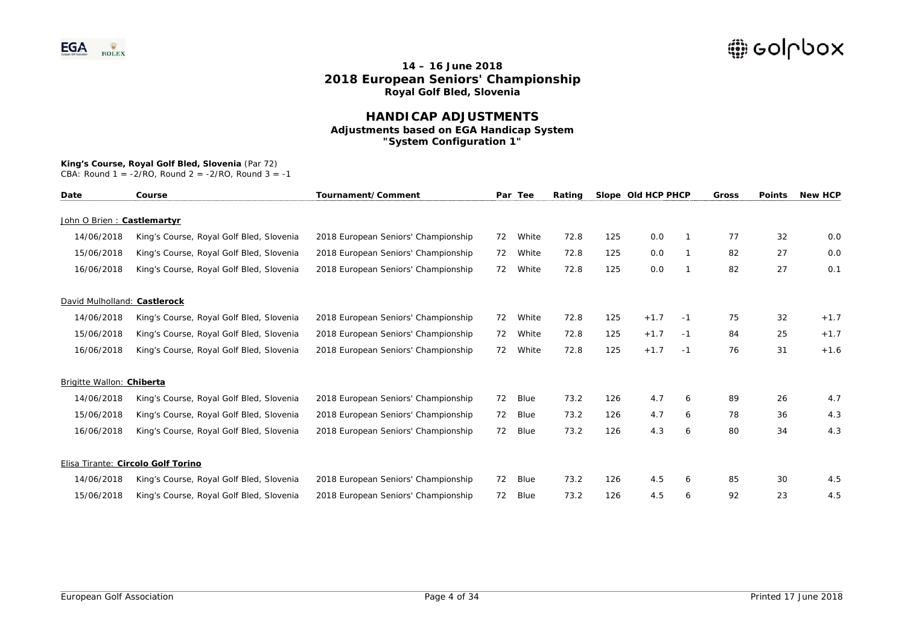## 14 – 16 June 2018
# 2018 European Seniors' Championship
### Royal Golf Bled, Slovenia

# HANDICAP ADJUSTMENTS
### Adjustments based on EGA Handicap System
### "System Configuration 1"

**King's Course, Royal Golf Bled, Slovenia** (Par 72)
CBA: Round 1 = -2/RO, Round 2 = -2/RO, Round 3 = -1

| Date | Course | Tournament/Comment | Par | Tee | Rating | Slope | Old HCP | PHCP | Gross | Points | New HCP |
|---|---|---|---|---|---|---|---|---|---|---|---|
| John O Brien : **Castlemartyr** | | | | | | | | | | | |
| 14/06/2018 | King's Course, Royal Golf Bled, Slovenia | 2018 European Seniors' Championship | 72 | White | 72.8 | 125 | 0.0 | 1 | 77 | 32 | 0.0 |
| 15/06/2018 | King's Course, Royal Golf Bled, Slovenia | 2018 European Seniors' Championship | 72 | White | 72.8 | 125 | 0.0 | 1 | 82 | 27 | 0.0 |
| 16/06/2018 | King's Course, Royal Golf Bled, Slovenia | 2018 European Seniors' Championship | 72 | White | 72.8 | 125 | 0.0 | 1 | 82 | 27 | 0.1 |
| David Mulholland: **Castlerock** | | | | | | | | | | | |
| 14/06/2018 | King's Course, Royal Golf Bled, Slovenia | 2018 European Seniors' Championship | 72 | White | 72.8 | 125 | +1.7 | -1 | 75 | 32 | +1.7 |
| 15/06/2018 | King's Course, Royal Golf Bled, Slovenia | 2018 European Seniors' Championship | 72 | White | 72.8 | 125 | +1.7 | -1 | 84 | 25 | +1.7 |
| 16/06/2018 | King's Course, Royal Golf Bled, Slovenia | 2018 European Seniors' Championship | 72 | White | 72.8 | 125 | +1.7 | -1 | 76 | 31 | +1.6 |
| Brigitte Wallon: **Chiberta** | | | | | | | | | | | |
| 14/06/2018 | King's Course, Royal Golf Bled, Slovenia | 2018 European Seniors' Championship | 72 | Blue | 73.2 | 126 | 4.7 | 6 | 89 | 26 | 4.7 |
| 15/06/2018 | King's Course, Royal Golf Bled, Slovenia | 2018 European Seniors' Championship | 72 | Blue | 73.2 | 126 | 4.7 | 6 | 78 | 36 | 4.3 |
| 16/06/2018 | King's Course, Royal Golf Bled, Slovenia | 2018 European Seniors' Championship | 72 | Blue | 73.2 | 126 | 4.3 | 6 | 80 | 34 | 4.3 |
| Elisa Tirante: **Circolo Golf Torino** | | | | | | | | | | | |
| 14/06/2018 | King's Course, Royal Golf Bled, Slovenia | 2018 European Seniors' Championship | 72 | Blue | 73.2 | 126 | 4.5 | 6 | 85 | 30 | 4.5 |
| 15/06/2018 | King's Course, Royal Golf Bled, Slovenia | 2018 European Seniors' Championship | 72 | Blue | 73.2 | 126 | 4.5 | 6 | 92 | 23 | 4.5 |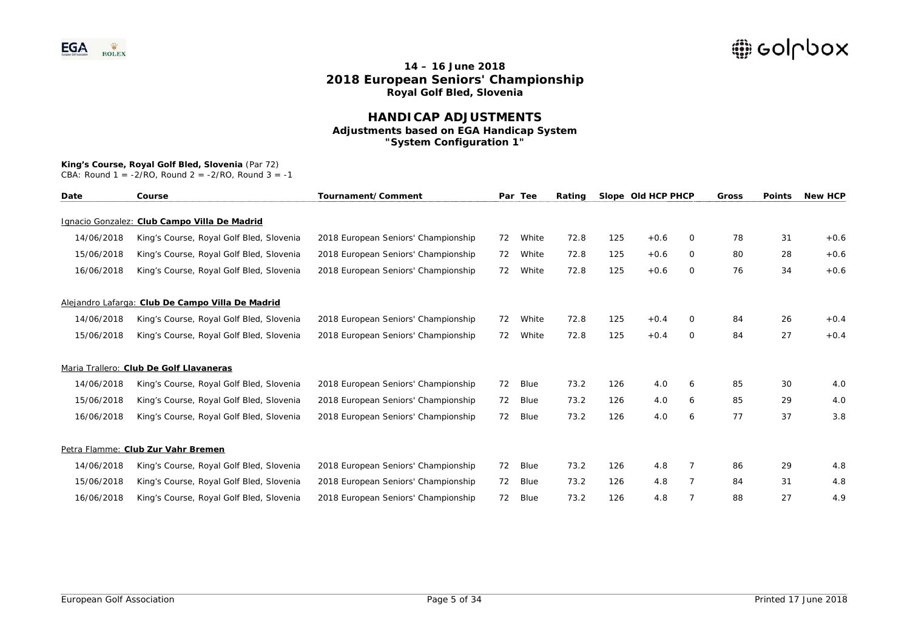## 14 – 16 June 2018
## 2018 European Seniors' Championship
### Royal Golf Bled, Slovenia

# HANDICAP ADJUSTMENTS
### Adjustments based on EGA Handicap System
### "System Configuration 1"

**King's Course, Royal Golf Bled, Slovenia** (Par 72)
CBA: Round 1 = -2/RO, Round 2 = -2/RO, Round 3 = -1

| Date | Course | Tournament/Comment | Par | Tee | Rating | Slope | Old HCP | PHCP | Gross | Points | New HCP |
|---|---|---|---|---|---|---|---|---|---|---|---|
| Ignacio Gonzalez: **Club Campo Villa De Madrid** | | | | | | | | | | | |
| 14/06/2018 | King's Course, Royal Golf Bled, Slovenia | 2018 European Seniors' Championship | 72 | White | 72.8 | 125 | +0.6 | 0 | 78 | 31 | +0.6 |
| 15/06/2018 | King's Course, Royal Golf Bled, Slovenia | 2018 European Seniors' Championship | 72 | White | 72.8 | 125 | +0.6 | 0 | 80 | 28 | +0.6 |
| 16/06/2018 | King's Course, Royal Golf Bled, Slovenia | 2018 European Seniors' Championship | 72 | White | 72.8 | 125 | +0.6 | 0 | 76 | 34 | +0.6 |
| Alejandro Lafarga: **Club De Campo Villa De Madrid** | | | | | | | | | | | |
| 14/06/2018 | King's Course, Royal Golf Bled, Slovenia | 2018 European Seniors' Championship | 72 | White | 72.8 | 125 | +0.4 | 0 | 84 | 26 | +0.4 |
| 15/06/2018 | King's Course, Royal Golf Bled, Slovenia | 2018 European Seniors' Championship | 72 | White | 72.8 | 125 | +0.4 | 0 | 84 | 27 | +0.4 |
| Maria Trallero: **Club De Golf Llavaneras** | | | | | | | | | | | |
| 14/06/2018 | King's Course, Royal Golf Bled, Slovenia | 2018 European Seniors' Championship | 72 | Blue | 73.2 | 126 | 4.0 | 6 | 85 | 30 | 4.0 |
| 15/06/2018 | King's Course, Royal Golf Bled, Slovenia | 2018 European Seniors' Championship | 72 | Blue | 73.2 | 126 | 4.0 | 6 | 85 | 29 | 4.0 |
| 16/06/2018 | King's Course, Royal Golf Bled, Slovenia | 2018 European Seniors' Championship | 72 | Blue | 73.2 | 126 | 4.0 | 6 | 77 | 37 | 3.8 |
| Petra Flamme: **Club Zur Vahr Bremen** | | | | | | | | | | | |
| 14/06/2018 | King's Course, Royal Golf Bled, Slovenia | 2018 European Seniors' Championship | 72 | Blue | 73.2 | 126 | 4.8 | 7 | 86 | 29 | 4.8 |
| 15/06/2018 | King's Course, Royal Golf Bled, Slovenia | 2018 European Seniors' Championship | 72 | Blue | 73.2 | 126 | 4.8 | 7 | 84 | 31 | 4.8 |
| 16/06/2018 | King's Course, Royal Golf Bled, Slovenia | 2018 European Seniors' Championship | 72 | Blue | 73.2 | 126 | 4.8 | 7 | 88 | 27 | 4.9 |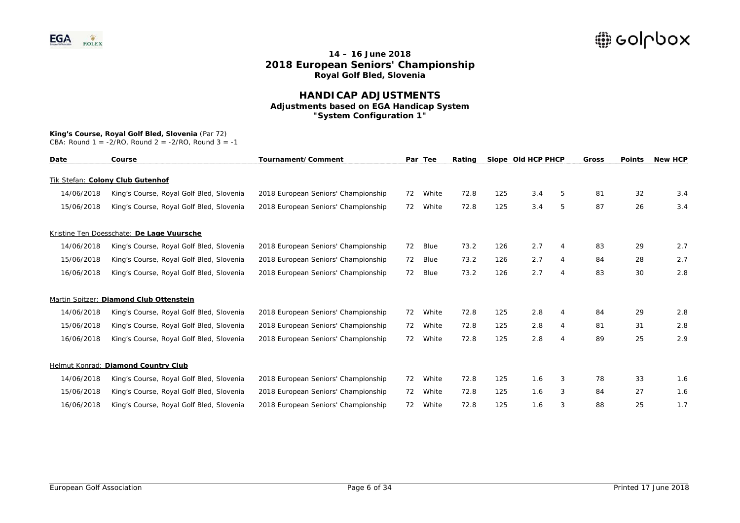## 14 – 16 June 2018
## 2018 European Seniors' Championship
### Royal Golf Bled, Slovenia

## HANDICAP ADJUSTMENTS
### Adjustments based on EGA Handicap System
### "System Configuration 1"

**King's Course, Royal Golf Bled, Slovenia** (Par 72)
CBA: Round 1 = -2/RO, Round 2 = -2/RO, Round 3 = -1

| Date | Course | Tournament/Comment | Par | Tee | Rating | Slope | Old HCP | PHCP | Gross | Points | New HCP |
|---|---|---|---|---|---|---|---|---|---|---|---|
| Tik Stefan: **Colony Club Gutenhof** | | | | | | | | | | | |
| 14/06/2018 | King's Course, Royal Golf Bled, Slovenia | 2018 European Seniors' Championship | 72 | White | 72.8 | 125 | 3.4 | 5 | 81 | 32 | 3.4 |
| 15/06/2018 | King's Course, Royal Golf Bled, Slovenia | 2018 European Seniors' Championship | 72 | White | 72.8 | 125 | 3.4 | 5 | 87 | 26 | 3.4 |
| Kristine Ten Doesschate: **De Lage Vuursche** | | | | | | | | | | | |
| 14/06/2018 | King's Course, Royal Golf Bled, Slovenia | 2018 European Seniors' Championship | 72 | Blue | 73.2 | 126 | 2.7 | 4 | 83 | 29 | 2.7 |
| 15/06/2018 | King's Course, Royal Golf Bled, Slovenia | 2018 European Seniors' Championship | 72 | Blue | 73.2 | 126 | 2.7 | 4 | 84 | 28 | 2.7 |
| 16/06/2018 | King's Course, Royal Golf Bled, Slovenia | 2018 European Seniors' Championship | 72 | Blue | 73.2 | 126 | 2.7 | 4 | 83 | 30 | 2.8 |
| Martin Spitzer: **Diamond Club Ottenstein** | | | | | | | | | | | |
| 14/06/2018 | King's Course, Royal Golf Bled, Slovenia | 2018 European Seniors' Championship | 72 | White | 72.8 | 125 | 2.8 | 4 | 84 | 29 | 2.8 |
| 15/06/2018 | King's Course, Royal Golf Bled, Slovenia | 2018 European Seniors' Championship | 72 | White | 72.8 | 125 | 2.8 | 4 | 81 | 31 | 2.8 |
| 16/06/2018 | King's Course, Royal Golf Bled, Slovenia | 2018 European Seniors' Championship | 72 | White | 72.8 | 125 | 2.8 | 4 | 89 | 25 | 2.9 |
| Helmut Konrad: **Diamond Country Club** | | | | | | | | | | | |
| 14/06/2018 | King's Course, Royal Golf Bled, Slovenia | 2018 European Seniors' Championship | 72 | White | 72.8 | 125 | 1.6 | 3 | 78 | 33 | 1.6 |
| 15/06/2018 | King's Course, Royal Golf Bled, Slovenia | 2018 European Seniors' Championship | 72 | White | 72.8 | 125 | 1.6 | 3 | 84 | 27 | 1.6 |
| 16/06/2018 | King's Course, Royal Golf Bled, Slovenia | 2018 European Seniors' Championship | 72 | White | 72.8 | 125 | 1.6 | 3 | 88 | 25 | 1.7 |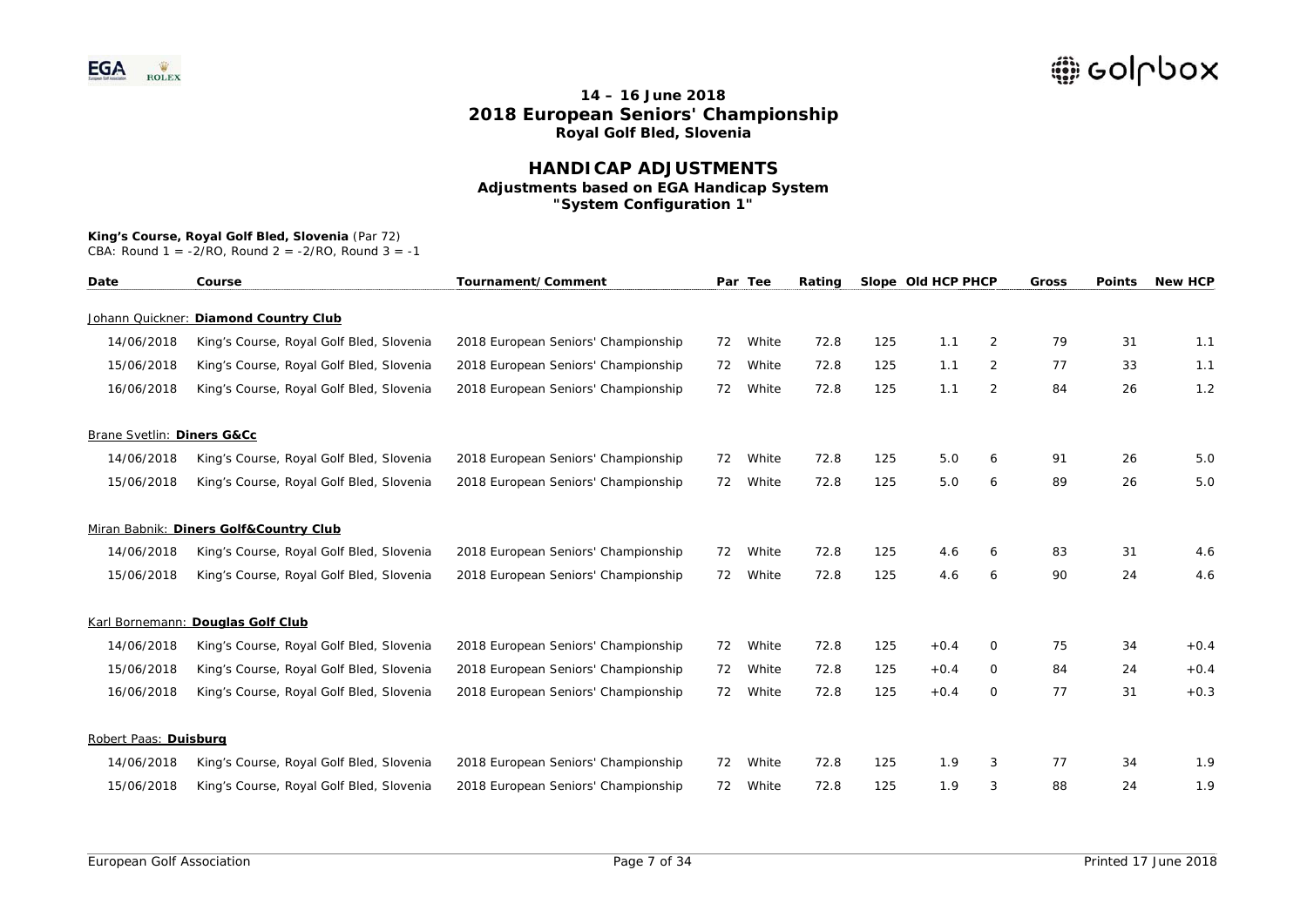# 14 – 16 June 2018
# 2018 European Seniors' Championship
### Royal Golf Bled, Slovenia

## HANDICAP ADJUSTMENTS
### Adjustments based on EGA Handicap System
### "System Configuration 1"

**King's Course, Royal Golf Bled, Slovenia** (Par 72)
CBA: Round 1 = -2/RO, Round 2 = -2/RO, Round 3 = -1

| Date | Course | Tournament/Comment | Par | Tee | Rating | Slope | Old HCP | PHCP | Gross | Points | New HCP |
|---|---|---|---|---|---|---|---|---|---|---|---|
| Johann Quickner: **Diamond Country Club** | | | | | | | | | | | |
| 14/06/2018 | King's Course, Royal Golf Bled, Slovenia | 2018 European Seniors' Championship | 72 | White | 72.8 | 125 | 1.1 | 2 | 79 | 31 | 1.1 |
| 15/06/2018 | King's Course, Royal Golf Bled, Slovenia | 2018 European Seniors' Championship | 72 | White | 72.8 | 125 | 1.1 | 2 | 77 | 33 | 1.1 |
| 16/06/2018 | King's Course, Royal Golf Bled, Slovenia | 2018 European Seniors' Championship | 72 | White | 72.8 | 125 | 1.1 | 2 | 84 | 26 | 1.2 |
| Brane Svetlin: **Diners G&Cc** | | | | | | | | | | | |
| 14/06/2018 | King's Course, Royal Golf Bled, Slovenia | 2018 European Seniors' Championship | 72 | White | 72.8 | 125 | 5.0 | 6 | 91 | 26 | 5.0 |
| 15/06/2018 | King's Course, Royal Golf Bled, Slovenia | 2018 European Seniors' Championship | 72 | White | 72.8 | 125 | 5.0 | 6 | 89 | 26 | 5.0 |
| Miran Babnik: **Diners Golf&Country Club** | | | | | | | | | | | |
| 14/06/2018 | King's Course, Royal Golf Bled, Slovenia | 2018 European Seniors' Championship | 72 | White | 72.8 | 125 | 4.6 | 6 | 83 | 31 | 4.6 |
| 15/06/2018 | King's Course, Royal Golf Bled, Slovenia | 2018 European Seniors' Championship | 72 | White | 72.8 | 125 | 4.6 | 6 | 90 | 24 | 4.6 |
| Karl Bornemann: **Douglas Golf Club** | | | | | | | | | | | |
| 14/06/2018 | King's Course, Royal Golf Bled, Slovenia | 2018 European Seniors' Championship | 72 | White | 72.8 | 125 | +0.4 | 0 | 75 | 34 | +0.4 |
| 15/06/2018 | King's Course, Royal Golf Bled, Slovenia | 2018 European Seniors' Championship | 72 | White | 72.8 | 125 | +0.4 | 0 | 84 | 24 | +0.4 |
| 16/06/2018 | King's Course, Royal Golf Bled, Slovenia | 2018 European Seniors' Championship | 72 | White | 72.8 | 125 | +0.4 | 0 | 77 | 31 | +0.3 |
| Robert Paas: **Duisburg** | | | | | | | | | | | |
| 14/06/2018 | King's Course, Royal Golf Bled, Slovenia | 2018 European Seniors' Championship | 72 | White | 72.8 | 125 | 1.9 | 3 | 77 | 34 | 1.9 |
| 15/06/2018 | King's Course, Royal Golf Bled, Slovenia | 2018 European Seniors' Championship | 72 | White | 72.8 | 125 | 1.9 | 3 | 88 | 24 | 1.9 |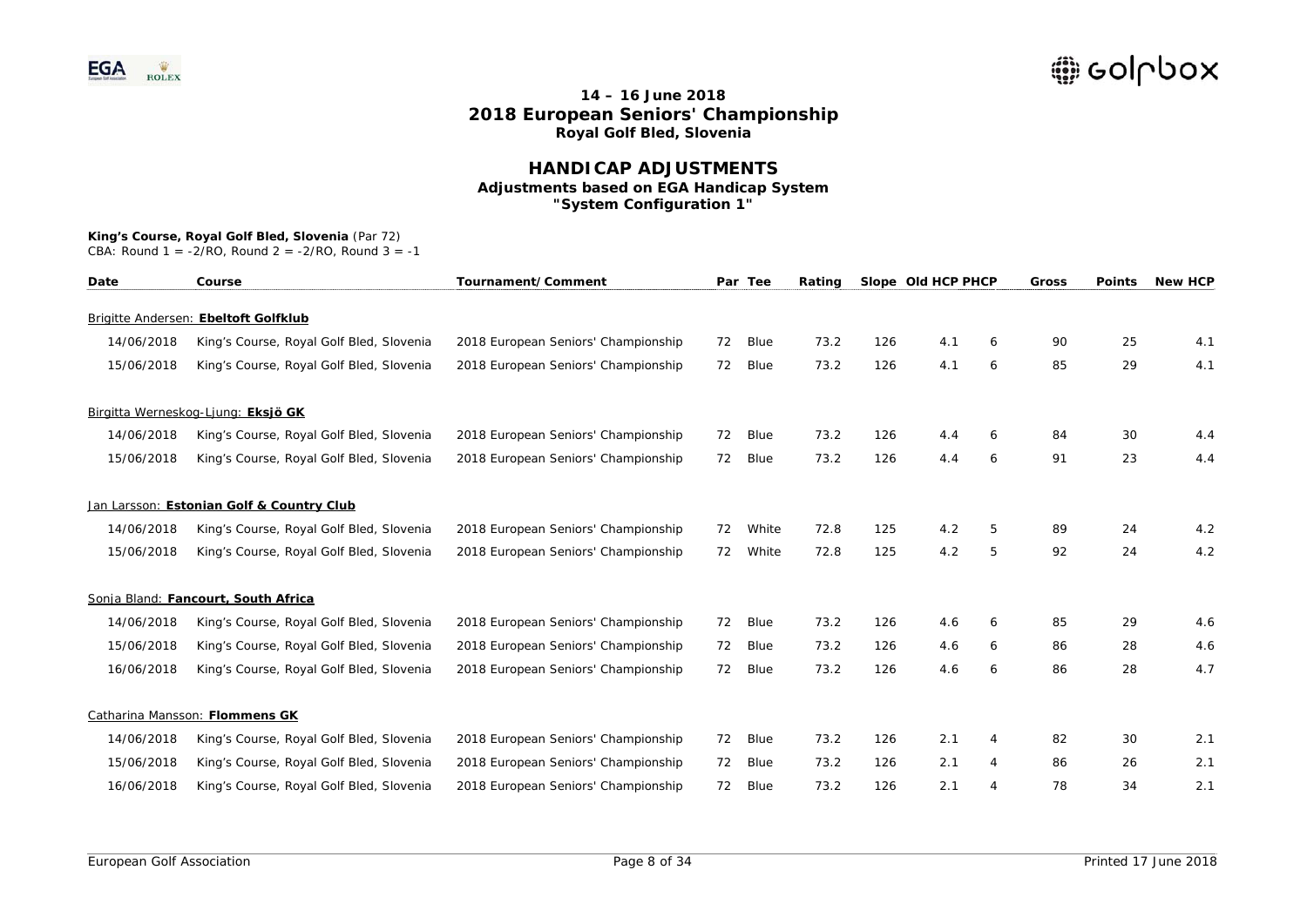**14 – 16 June 2018**
**2018 European Seniors' Championship**
**Royal Golf Bled, Slovenia**

# HANDICAP ADJUSTMENTS

**Adjustments based on EGA Handicap System**
**"System Configuration 1"**

**King's Course, Royal Golf Bled, Slovenia** (Par 72)
CBA: Round 1 = -2/RO, Round 2 = -2/RO, Round 3 = -1

| Date | Course | Tournament/Comment | Par | Tee | Rating | Slope | Old HCP | PHCP | Gross | Points | New HCP |
|---|---|---|---|---|---|---|---|---|---|---|---|
| Brigitte Andersen: **Ebeltoft Golfklub** | | | | | | | | | | | |
| 14/06/2018 | King's Course, Royal Golf Bled, Slovenia | 2018 European Seniors' Championship | 72 | Blue | 73.2 | 126 | 4.1 | 6 | 90 | 25 | 4.1 |
| 15/06/2018 | King's Course, Royal Golf Bled, Slovenia | 2018 European Seniors' Championship | 72 | Blue | 73.2 | 126 | 4.1 | 6 | 85 | 29 | 4.1 |
| Birgitta Werneskog-Ljung: **Eksjö GK** | | | | | | | | | | | |
| 14/06/2018 | King's Course, Royal Golf Bled, Slovenia | 2018 European Seniors' Championship | 72 | Blue | 73.2 | 126 | 4.4 | 6 | 84 | 30 | 4.4 |
| 15/06/2018 | King's Course, Royal Golf Bled, Slovenia | 2018 European Seniors' Championship | 72 | Blue | 73.2 | 126 | 4.4 | 6 | 91 | 23 | 4.4 |
| Jan Larsson: **Estonian Golf & Country Club** | | | | | | | | | | | |
| 14/06/2018 | King's Course, Royal Golf Bled, Slovenia | 2018 European Seniors' Championship | 72 | White | 72.8 | 125 | 4.2 | 5 | 89 | 24 | 4.2 |
| 15/06/2018 | King's Course, Royal Golf Bled, Slovenia | 2018 European Seniors' Championship | 72 | White | 72.8 | 125 | 4.2 | 5 | 92 | 24 | 4.2 |
| Sonja Bland: **Fancourt, South Africa** | | | | | | | | | | | |
| 14/06/2018 | King's Course, Royal Golf Bled, Slovenia | 2018 European Seniors' Championship | 72 | Blue | 73.2 | 126 | 4.6 | 6 | 85 | 29 | 4.6 |
| 15/06/2018 | King's Course, Royal Golf Bled, Slovenia | 2018 European Seniors' Championship | 72 | Blue | 73.2 | 126 | 4.6 | 6 | 86 | 28 | 4.6 |
| 16/06/2018 | King's Course, Royal Golf Bled, Slovenia | 2018 European Seniors' Championship | 72 | Blue | 73.2 | 126 | 4.6 | 6 | 86 | 28 | 4.7 |
| Catharina Mansson: **Flommens GK** | | | | | | | | | | | |
| 14/06/2018 | King's Course, Royal Golf Bled, Slovenia | 2018 European Seniors' Championship | 72 | Blue | 73.2 | 126 | 2.1 | 4 | 82 | 30 | 2.1 |
| 15/06/2018 | King's Course, Royal Golf Bled, Slovenia | 2018 European Seniors' Championship | 72 | Blue | 73.2 | 126 | 2.1 | 4 | 86 | 26 | 2.1 |
| 16/06/2018 | King's Course, Royal Golf Bled, Slovenia | 2018 European Seniors' Championship | 72 | Blue | 73.2 | 126 | 2.1 | 4 | 78 | 34 | 2.1 |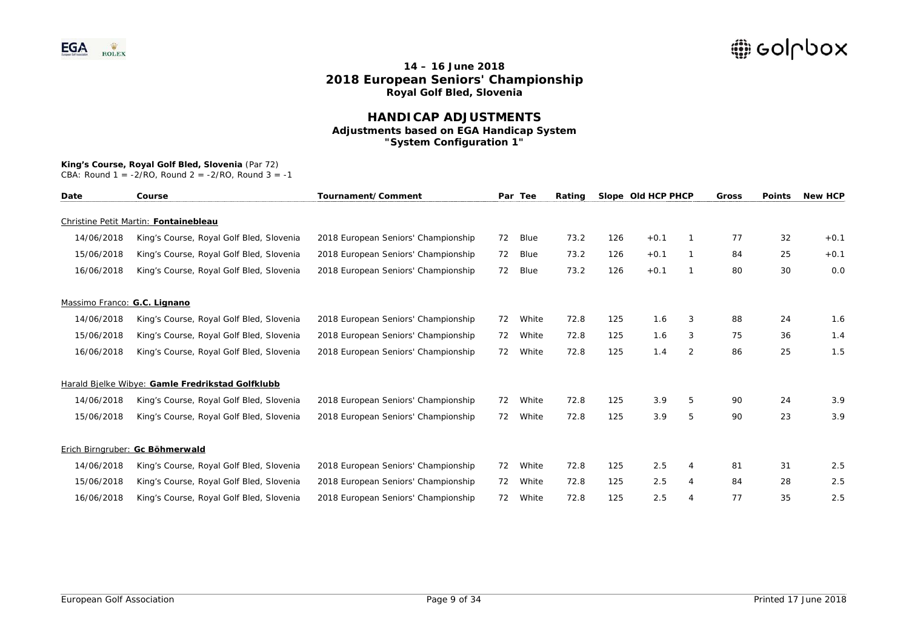# 14 – 16 June 2018
# 2018 European Seniors' Championship
## Royal Golf Bled, Slovenia

## HANDICAP ADJUSTMENTS
### Adjustments based on EGA Handicap System
### "System Configuration 1"

**King's Course, Royal Golf Bled, Slovenia** (Par 72)
CBA: Round 1 = -2/RO, Round 2 = -2/RO, Round 3 = -1

| Date | Course | Tournament/Comment | Par | Tee | Rating | Slope | Old HCP | PHCP | Gross | Points | New HCP |
|---|---|---|---|---|---|---|---|---|---|---|---|
| Christine Petit Martin: **Fontainebleau** | | | | | | | | | | | |
| 14/06/2018 | King's Course, Royal Golf Bled, Slovenia | 2018 European Seniors' Championship | 72 | Blue | 73.2 | 126 | +0.1 | 1 | 77 | 32 | +0.1 |
| 15/06/2018 | King's Course, Royal Golf Bled, Slovenia | 2018 European Seniors' Championship | 72 | Blue | 73.2 | 126 | +0.1 | 1 | 84 | 25 | +0.1 |
| 16/06/2018 | King's Course, Royal Golf Bled, Slovenia | 2018 European Seniors' Championship | 72 | Blue | 73.2 | 126 | +0.1 | 1 | 80 | 30 | 0.0 |
| Massimo Franco: **G.C. Lignano** | | | | | | | | | | | |
| 14/06/2018 | King's Course, Royal Golf Bled, Slovenia | 2018 European Seniors' Championship | 72 | White | 72.8 | 125 | 1.6 | 3 | 88 | 24 | 1.6 |
| 15/06/2018 | King's Course, Royal Golf Bled, Slovenia | 2018 European Seniors' Championship | 72 | White | 72.8 | 125 | 1.6 | 3 | 75 | 36 | 1.4 |
| 16/06/2018 | King's Course, Royal Golf Bled, Slovenia | 2018 European Seniors' Championship | 72 | White | 72.8 | 125 | 1.4 | 2 | 86 | 25 | 1.5 |
| Harald Bjelke Wibye: **Gamle Fredrikstad Golfklubb** | | | | | | | | | | | |
| 14/06/2018 | King's Course, Royal Golf Bled, Slovenia | 2018 European Seniors' Championship | 72 | White | 72.8 | 125 | 3.9 | 5 | 90 | 24 | 3.9 |
| 15/06/2018 | King's Course, Royal Golf Bled, Slovenia | 2018 European Seniors' Championship | 72 | White | 72.8 | 125 | 3.9 | 5 | 90 | 23 | 3.9 |
| Erich Birngruber: **Gc Böhmerwald** | | | | | | | | | | | |
| 14/06/2018 | King's Course, Royal Golf Bled, Slovenia | 2018 European Seniors' Championship | 72 | White | 72.8 | 125 | 2.5 | 4 | 81 | 31 | 2.5 |
| 15/06/2018 | King's Course, Royal Golf Bled, Slovenia | 2018 European Seniors' Championship | 72 | White | 72.8 | 125 | 2.5 | 4 | 84 | 28 | 2.5 |
| 16/06/2018 | King's Course, Royal Golf Bled, Slovenia | 2018 European Seniors' Championship | 72 | White | 72.8 | 125 | 2.5 | 4 | 77 | 35 | 2.5 |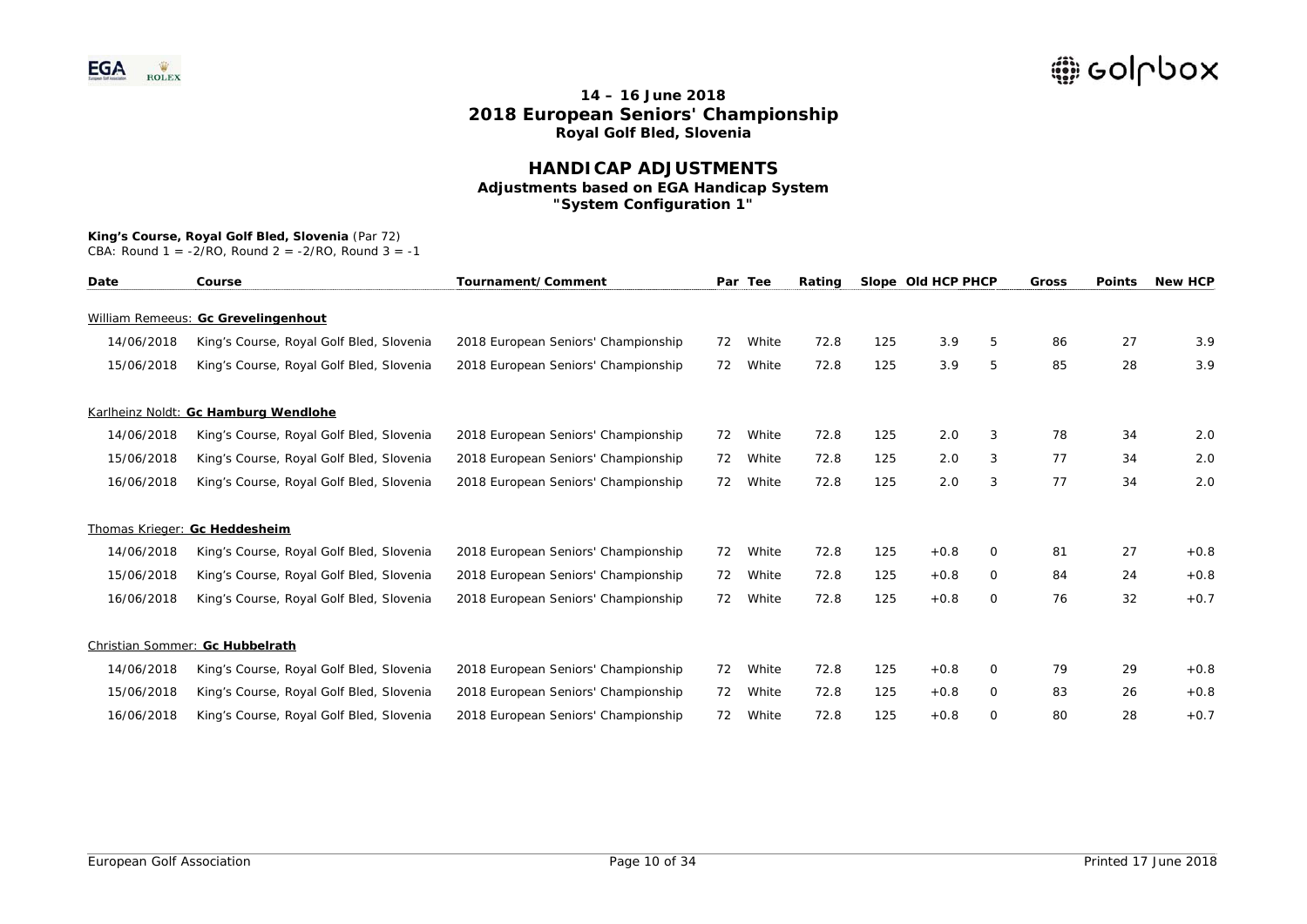# 14 – 16 June 2018
# 2018 European Seniors' Championship
## Royal Golf Bled, Slovenia

## HANDICAP ADJUSTMENTS
### Adjustments based on EGA Handicap System
### "System Configuration 1"

**King's Course, Royal Golf Bled, Slovenia** (Par 72)
CBA: Round 1 = -2/RO, Round 2 = -2/RO, Round 3 = -1

| Date | Course | Tournament/Comment | Par | Tee | Rating | Slope | Old HCP | PHCP | Gross | Points | New HCP |
|---|---|---|---|---|---|---|---|---|---|---|---|
| William Remeeus: **Gc Grevelingenhout** | | | | | | | | | | | |
| 14/06/2018 | King's Course, Royal Golf Bled, Slovenia | 2018 European Seniors' Championship | 72 | White | 72.8 | 125 | 3.9 | 5 | 86 | 27 | 3.9 |
| 15/06/2018 | King's Course, Royal Golf Bled, Slovenia | 2018 European Seniors' Championship | 72 | White | 72.8 | 125 | 3.9 | 5 | 85 | 28 | 3.9 |
| Karlheinz Noldt: **Gc Hamburg Wendlohe** | | | | | | | | | | | |
| 14/06/2018 | King's Course, Royal Golf Bled, Slovenia | 2018 European Seniors' Championship | 72 | White | 72.8 | 125 | 2.0 | 3 | 78 | 34 | 2.0 |
| 15/06/2018 | King's Course, Royal Golf Bled, Slovenia | 2018 European Seniors' Championship | 72 | White | 72.8 | 125 | 2.0 | 3 | 77 | 34 | 2.0 |
| 16/06/2018 | King's Course, Royal Golf Bled, Slovenia | 2018 European Seniors' Championship | 72 | White | 72.8 | 125 | 2.0 | 3 | 77 | 34 | 2.0 |
| Thomas Krieger: **Gc Heddesheim** | | | | | | | | | | | |
| 14/06/2018 | King's Course, Royal Golf Bled, Slovenia | 2018 European Seniors' Championship | 72 | White | 72.8 | 125 | +0.8 | 0 | 81 | 27 | +0.8 |
| 15/06/2018 | King's Course, Royal Golf Bled, Slovenia | 2018 European Seniors' Championship | 72 | White | 72.8 | 125 | +0.8 | 0 | 84 | 24 | +0.8 |
| 16/06/2018 | King's Course, Royal Golf Bled, Slovenia | 2018 European Seniors' Championship | 72 | White | 72.8 | 125 | +0.8 | 0 | 76 | 32 | +0.7 |
| Christian Sommer: **Gc Hubbelrath** | | | | | | | | | | | |
| 14/06/2018 | King's Course, Royal Golf Bled, Slovenia | 2018 European Seniors' Championship | 72 | White | 72.8 | 125 | +0.8 | 0 | 79 | 29 | +0.8 |
| 15/06/2018 | King's Course, Royal Golf Bled, Slovenia | 2018 European Seniors' Championship | 72 | White | 72.8 | 125 | +0.8 | 0 | 83 | 26 | +0.8 |
| 16/06/2018 | King's Course, Royal Golf Bled, Slovenia | 2018 European Seniors' Championship | 72 | White | 72.8 | 125 | +0.8 | 0 | 80 | 28 | +0.7 |

European Golf Association

Printed 17 June 2018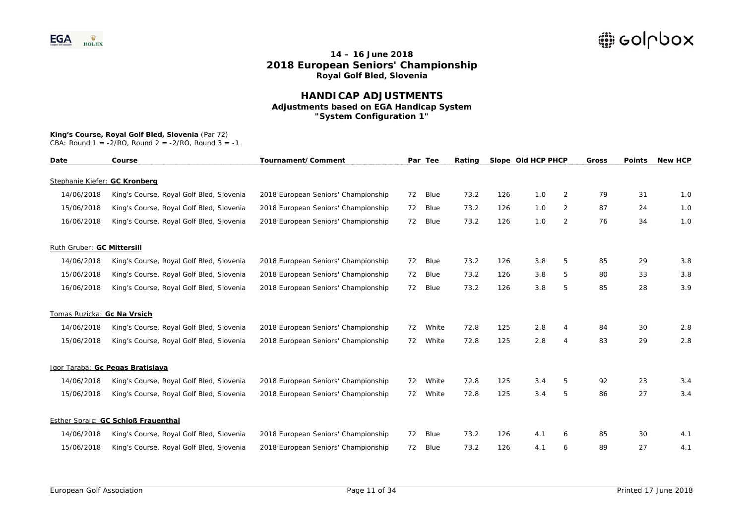# 14 – 16 June 2018
# 2018 European Seniors' Championship
## Royal Golf Bled, Slovenia

## HANDICAP ADJUSTMENTS
### Adjustments based on EGA Handicap System
### "System Configuration 1"

**King's Course, Royal Golf Bled, Slovenia** (Par 72)
CBA: Round 1 = -2/RO, Round 2 = -2/RO, Round 3 = -1

| Date | Course | Tournament/Comment | Par | Tee | Rating | Slope | Old HCP | PHCP | Gross | Points | New HCP |
|---|---|---|---|---|---|---|---|---|---|---|---|
| Stephanie Kiefer: **GC Kronberg** | | | | | | | | | | | |
| 14/06/2018 | King's Course, Royal Golf Bled, Slovenia | 2018 European Seniors' Championship | 72 | Blue | 73.2 | 126 | 1.0 | 2 | 79 | 31 | 1.0 |
| 15/06/2018 | King's Course, Royal Golf Bled, Slovenia | 2018 European Seniors' Championship | 72 | Blue | 73.2 | 126 | 1.0 | 2 | 87 | 24 | 1.0 |
| 16/06/2018 | King's Course, Royal Golf Bled, Slovenia | 2018 European Seniors' Championship | 72 | Blue | 73.2 | 126 | 1.0 | 2 | 76 | 34 | 1.0 |
| Ruth Gruber: **GC Mittersill** | | | | | | | | | | | |
| 14/06/2018 | King's Course, Royal Golf Bled, Slovenia | 2018 European Seniors' Championship | 72 | Blue | 73.2 | 126 | 3.8 | 5 | 85 | 29 | 3.8 |
| 15/06/2018 | King's Course, Royal Golf Bled, Slovenia | 2018 European Seniors' Championship | 72 | Blue | 73.2 | 126 | 3.8 | 5 | 80 | 33 | 3.8 |
| 16/06/2018 | King's Course, Royal Golf Bled, Slovenia | 2018 European Seniors' Championship | 72 | Blue | 73.2 | 126 | 3.8 | 5 | 85 | 28 | 3.9 |
| Tomas Ruzicka: **Gc Na Vrsich** | | | | | | | | | | | |
| 14/06/2018 | King's Course, Royal Golf Bled, Slovenia | 2018 European Seniors' Championship | 72 | White | 72.8 | 125 | 2.8 | 4 | 84 | 30 | 2.8 |
| 15/06/2018 | King's Course, Royal Golf Bled, Slovenia | 2018 European Seniors' Championship | 72 | White | 72.8 | 125 | 2.8 | 4 | 83 | 29 | 2.8 |
| Igor Taraba: **Gc Pegas Bratislava** | | | | | | | | | | | |
| 14/06/2018 | King's Course, Royal Golf Bled, Slovenia | 2018 European Seniors' Championship | 72 | White | 72.8 | 125 | 3.4 | 5 | 92 | 23 | 3.4 |
| 15/06/2018 | King's Course, Royal Golf Bled, Slovenia | 2018 European Seniors' Championship | 72 | White | 72.8 | 125 | 3.4 | 5 | 86 | 27 | 3.4 |
| Esther Sprajc: **GC Schloß Frauenthal** | | | | | | | | | | | |
| 14/06/2018 | King's Course, Royal Golf Bled, Slovenia | 2018 European Seniors' Championship | 72 | Blue | 73.2 | 126 | 4.1 | 6 | 85 | 30 | 4.1 |
| 15/06/2018 | King's Course, Royal Golf Bled, Slovenia | 2018 European Seniors' Championship | 72 | Blue | 73.2 | 126 | 4.1 | 6 | 89 | 27 | 4.1 |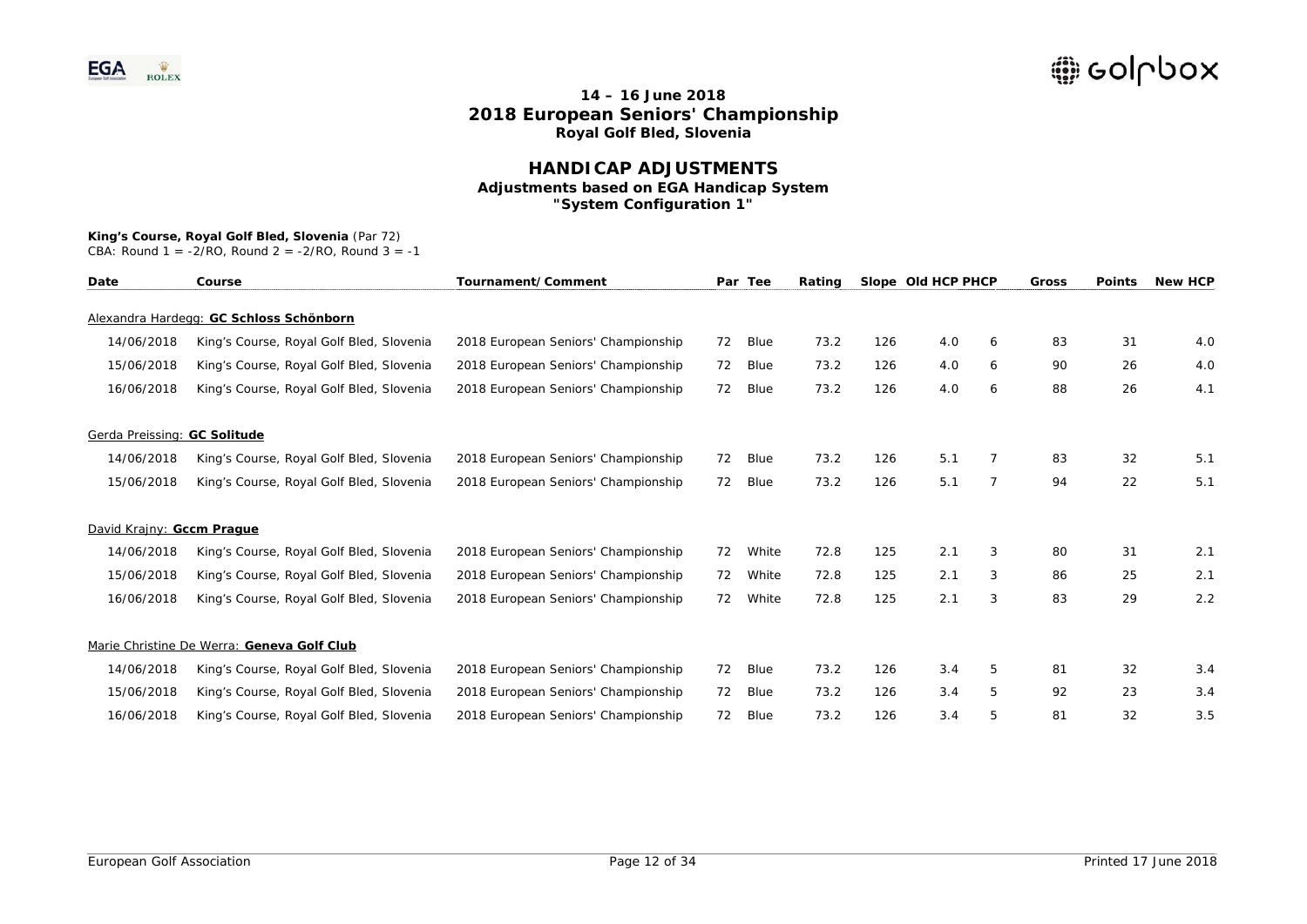# 14 – 16 June 2018
# 2018 European Seniors' Championship
## Royal Golf Bled, Slovenia

## HANDICAP ADJUSTMENTS
### Adjustments based on EGA Handicap System
### "System Configuration 1"

**King's Course, Royal Golf Bled, Slovenia** (Par 72)
CBA: Round 1 = -2/RO, Round 2 = -2/RO, Round 3 = -1

| Date | Course | Tournament/Comment | Par | Tee | Rating | Slope | Old HCP | PHCP | Gross | Points | New HCP |
|---|---|---|---|---|---|---|---|---|---|---|---|
| Alexandra Hardegg: **GC Schloss Schönborn** | | | | | | | | | | | |
| 14/06/2018 | King's Course, Royal Golf Bled, Slovenia | 2018 European Seniors' Championship | 72 | Blue | 73.2 | 126 | 4.0 | 6 | 83 | 31 | 4.0 |
| 15/06/2018 | King's Course, Royal Golf Bled, Slovenia | 2018 European Seniors' Championship | 72 | Blue | 73.2 | 126 | 4.0 | 6 | 90 | 26 | 4.0 |
| 16/06/2018 | King's Course, Royal Golf Bled, Slovenia | 2018 European Seniors' Championship | 72 | Blue | 73.2 | 126 | 4.0 | 6 | 88 | 26 | 4.1 |
| Gerda Preissing: **GC Solitude** | | | | | | | | | | | |
| 14/06/2018 | King's Course, Royal Golf Bled, Slovenia | 2018 European Seniors' Championship | 72 | Blue | 73.2 | 126 | 5.1 | 7 | 83 | 32 | 5.1 |
| 15/06/2018 | King's Course, Royal Golf Bled, Slovenia | 2018 European Seniors' Championship | 72 | Blue | 73.2 | 126 | 5.1 | 7 | 94 | 22 | 5.1 |
| David Krajny: **Gccm Prague** | | | | | | | | | | | |
| 14/06/2018 | King's Course, Royal Golf Bled, Slovenia | 2018 European Seniors' Championship | 72 | White | 72.8 | 125 | 2.1 | 3 | 80 | 31 | 2.1 |
| 15/06/2018 | King's Course, Royal Golf Bled, Slovenia | 2018 European Seniors' Championship | 72 | White | 72.8 | 125 | 2.1 | 3 | 86 | 25 | 2.1 |
| 16/06/2018 | King's Course, Royal Golf Bled, Slovenia | 2018 European Seniors' Championship | 72 | White | 72.8 | 125 | 2.1 | 3 | 83 | 29 | 2.2 |
| Marie Christine De Werra: **Geneva Golf Club** | | | | | | | | | | | |
| 14/06/2018 | King's Course, Royal Golf Bled, Slovenia | 2018 European Seniors' Championship | 72 | Blue | 73.2 | 126 | 3.4 | 5 | 81 | 32 | 3.4 |
| 15/06/2018 | King's Course, Royal Golf Bled, Slovenia | 2018 European Seniors' Championship | 72 | Blue | 73.2 | 126 | 3.4 | 5 | 92 | 23 | 3.4 |
| 16/06/2018 | King's Course, Royal Golf Bled, Slovenia | 2018 European Seniors' Championship | 72 | Blue | 73.2 | 126 | 3.4 | 5 | 81 | 32 | 3.5 |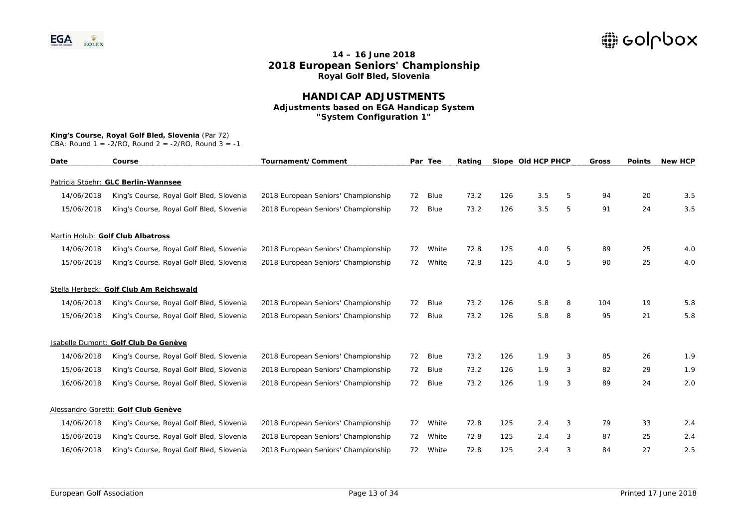# 14 – 16 June 2018
# 2018 European Seniors' Championship
## Royal Golf Bled, Slovenia

## HANDICAP ADJUSTMENTS
### Adjustments based on EGA Handicap System
### "System Configuration 1"

**King's Course, Royal Golf Bled, Slovenia** (Par 72)
CBA: Round 1 = -2/RO, Round 2 = -2/RO, Round 3 = -1

| Date | Course | Tournament/Comment | Par | Tee | Rating | Slope | Old HCP | PHCP | Gross | Points | New HCP |
|---|---|---|---|---|---|---|---|---|---|---|---|
| Patricia Stoehr: **GLC Berlin-Wannsee** | | | | | | | | | | | |
| 14/06/2018 | King's Course, Royal Golf Bled, Slovenia | 2018 European Seniors' Championship | 72 | Blue | 73.2 | 126 | 3.5 | 5 | 94 | 20 | 3.5 |
| 15/06/2018 | King's Course, Royal Golf Bled, Slovenia | 2018 European Seniors' Championship | 72 | Blue | 73.2 | 126 | 3.5 | 5 | 91 | 24 | 3.5 |
| Martin Holub: **Golf Club Albatross** | | | | | | | | | | | |
| 14/06/2018 | King's Course, Royal Golf Bled, Slovenia | 2018 European Seniors' Championship | 72 | White | 72.8 | 125 | 4.0 | 5 | 89 | 25 | 4.0 |
| 15/06/2018 | King's Course, Royal Golf Bled, Slovenia | 2018 European Seniors' Championship | 72 | White | 72.8 | 125 | 4.0 | 5 | 90 | 25 | 4.0 |
| Stella Herbeck: **Golf Club Am Reichswald** | | | | | | | | | | | |
| 14/06/2018 | King's Course, Royal Golf Bled, Slovenia | 2018 European Seniors' Championship | 72 | Blue | 73.2 | 126 | 5.8 | 8 | 104 | 19 | 5.8 |
| 15/06/2018 | King's Course, Royal Golf Bled, Slovenia | 2018 European Seniors' Championship | 72 | Blue | 73.2 | 126 | 5.8 | 8 | 95 | 21 | 5.8 |
| Isabelle Dumont: **Golf Club De Genève** | | | | | | | | | | | |
| 14/06/2018 | King's Course, Royal Golf Bled, Slovenia | 2018 European Seniors' Championship | 72 | Blue | 73.2 | 126 | 1.9 | 3 | 85 | 26 | 1.9 |
| 15/06/2018 | King's Course, Royal Golf Bled, Slovenia | 2018 European Seniors' Championship | 72 | Blue | 73.2 | 126 | 1.9 | 3 | 82 | 29 | 1.9 |
| 16/06/2018 | King's Course, Royal Golf Bled, Slovenia | 2018 European Seniors' Championship | 72 | Blue | 73.2 | 126 | 1.9 | 3 | 89 | 24 | 2.0 |
| Alessandro Goretti: **Golf Club Genève** | | | | | | | | | | | |
| 14/06/2018 | King's Course, Royal Golf Bled, Slovenia | 2018 European Seniors' Championship | 72 | White | 72.8 | 125 | 2.4 | 3 | 79 | 33 | 2.4 |
| 15/06/2018 | King's Course, Royal Golf Bled, Slovenia | 2018 European Seniors' Championship | 72 | White | 72.8 | 125 | 2.4 | 3 | 87 | 25 | 2.4 |
| 16/06/2018 | King's Course, Royal Golf Bled, Slovenia | 2018 European Seniors' Championship | 72 | White | 72.8 | 125 | 2.4 | 3 | 84 | 27 | 2.5 |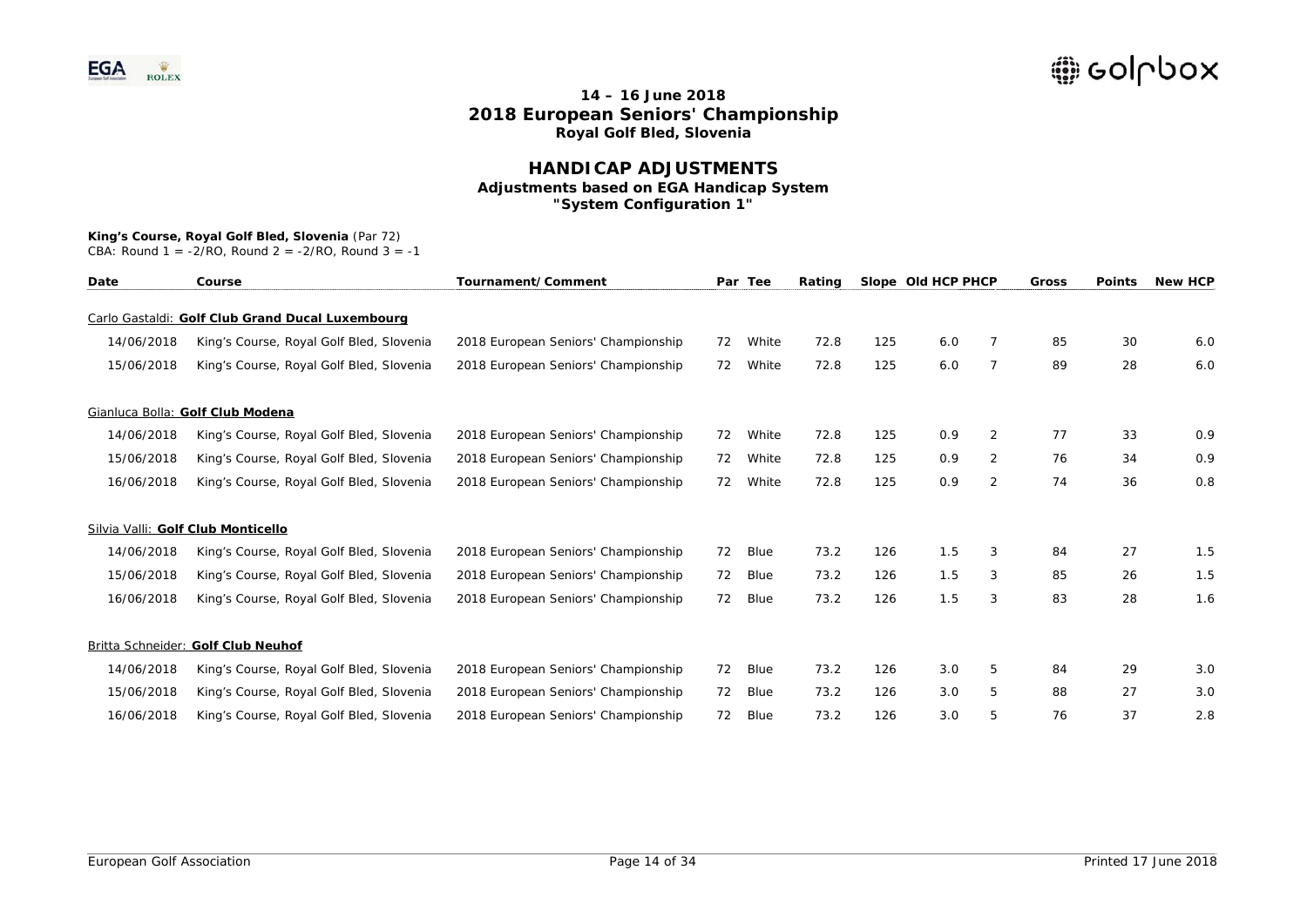# 14 – 16 June 2018
# 2018 European Seniors' Championship
## Royal Golf Bled, Slovenia

## HANDICAP ADJUSTMENTS
### Adjustments based on EGA Handicap System
### "System Configuration 1"

**King's Course, Royal Golf Bled, Slovenia** (Par 72)
CBA: Round 1 = -2/RO, Round 2 = -2/RO, Round 3 = -1

| Date | Course | Tournament/Comment | Par | Tee | Rating | Slope | Old HCP | PHCP | Gross | Points | New HCP |
|---|---|---|---|---|---|---|---|---|---|---|---|
| Carlo Gastaldi: **Golf Club Grand Ducal Luxembourg** | | | | | | | | | | | |
| 14/06/2018 | King's Course, Royal Golf Bled, Slovenia | 2018 European Seniors' Championship | 72 | White | 72.8 | 125 | 6.0 | 7 | 85 | 30 | 6.0 |
| 15/06/2018 | King's Course, Royal Golf Bled, Slovenia | 2018 European Seniors' Championship | 72 | White | 72.8 | 125 | 6.0 | 7 | 89 | 28 | 6.0 |
| Gianluca Bolla: **Golf Club Modena** | | | | | | | | | | | |
| 14/06/2018 | King's Course, Royal Golf Bled, Slovenia | 2018 European Seniors' Championship | 72 | White | 72.8 | 125 | 0.9 | 2 | 77 | 33 | 0.9 |
| 15/06/2018 | King's Course, Royal Golf Bled, Slovenia | 2018 European Seniors' Championship | 72 | White | 72.8 | 125 | 0.9 | 2 | 76 | 34 | 0.9 |
| 16/06/2018 | King's Course, Royal Golf Bled, Slovenia | 2018 European Seniors' Championship | 72 | White | 72.8 | 125 | 0.9 | 2 | 74 | 36 | 0.8 |
| Silvia Valli: **Golf Club Monticello** | | | | | | | | | | | |
| 14/06/2018 | King's Course, Royal Golf Bled, Slovenia | 2018 European Seniors' Championship | 72 | Blue | 73.2 | 126 | 1.5 | 3 | 84 | 27 | 1.5 |
| 15/06/2018 | King's Course, Royal Golf Bled, Slovenia | 2018 European Seniors' Championship | 72 | Blue | 73.2 | 126 | 1.5 | 3 | 85 | 26 | 1.5 |
| 16/06/2018 | King's Course, Royal Golf Bled, Slovenia | 2018 European Seniors' Championship | 72 | Blue | 73.2 | 126 | 1.5 | 3 | 83 | 28 | 1.6 |
| Britta Schneider: **Golf Club Neuhof** | | | | | | | | | | | |
| 14/06/2018 | King's Course, Royal Golf Bled, Slovenia | 2018 European Seniors' Championship | 72 | Blue | 73.2 | 126 | 3.0 | 5 | 84 | 29 | 3.0 |
| 15/06/2018 | King's Course, Royal Golf Bled, Slovenia | 2018 European Seniors' Championship | 72 | Blue | 73.2 | 126 | 3.0 | 5 | 88 | 27 | 3.0 |
| 16/06/2018 | King's Course, Royal Golf Bled, Slovenia | 2018 European Seniors' Championship | 72 | Blue | 73.2 | 126 | 3.0 | 5 | 76 | 37 | 2.8 |

European Golf Association

Printed 17 June 2018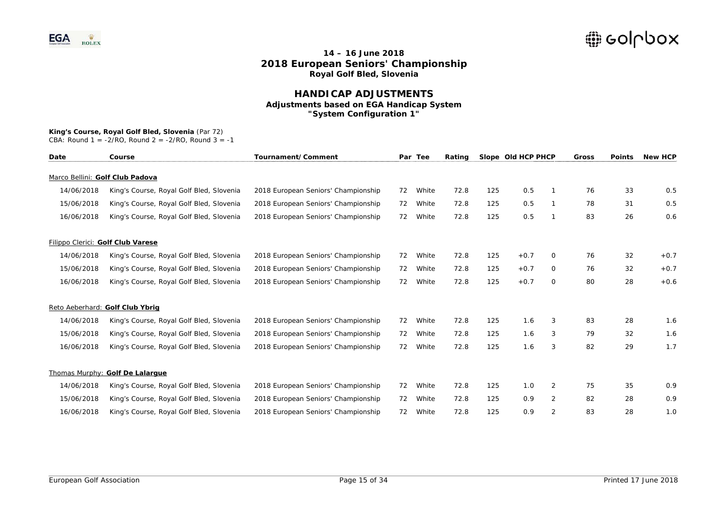## 14 – 16 June 2018
## 2018 European Seniors' Championship
### Royal Golf Bled, Slovenia

# HANDICAP ADJUSTMENTS
### Adjustments based on EGA Handicap System
### "System Configuration 1"

**King's Course, Royal Golf Bled, Slovenia** (Par 72)
CBA: Round 1 = -2/RO, Round 2 = -2/RO, Round 3 = -1

| Date | Course | Tournament/Comment | Par | Tee | Rating | Slope | Old HCP | PHCP | Gross | Points | New HCP |
|---|---|---|---|---|---|---|---|---|---|---|---|
| Marco Bellini: **Golf Club Padova** | | | | | | | | | | | |
| 14/06/2018 | King's Course, Royal Golf Bled, Slovenia | 2018 European Seniors' Championship | 72 | White | 72.8 | 125 | 0.5 | 1 | 76 | 33 | 0.5 |
| 15/06/2018 | King's Course, Royal Golf Bled, Slovenia | 2018 European Seniors' Championship | 72 | White | 72.8 | 125 | 0.5 | 1 | 78 | 31 | 0.5 |
| 16/06/2018 | King's Course, Royal Golf Bled, Slovenia | 2018 European Seniors' Championship | 72 | White | 72.8 | 125 | 0.5 | 1 | 83 | 26 | 0.6 |
| Filippo Clerici: **Golf Club Varese** | | | | | | | | | | | |
| 14/06/2018 | King's Course, Royal Golf Bled, Slovenia | 2018 European Seniors' Championship | 72 | White | 72.8 | 125 | +0.7 | 0 | 76 | 32 | +0.7 |
| 15/06/2018 | King's Course, Royal Golf Bled, Slovenia | 2018 European Seniors' Championship | 72 | White | 72.8 | 125 | +0.7 | 0 | 76 | 32 | +0.7 |
| 16/06/2018 | King's Course, Royal Golf Bled, Slovenia | 2018 European Seniors' Championship | 72 | White | 72.8 | 125 | +0.7 | 0 | 80 | 28 | +0.6 |
| Reto Aeberhard: **Golf Club Ybrig** | | | | | | | | | | | |
| 14/06/2018 | King's Course, Royal Golf Bled, Slovenia | 2018 European Seniors' Championship | 72 | White | 72.8 | 125 | 1.6 | 3 | 83 | 28 | 1.6 |
| 15/06/2018 | King's Course, Royal Golf Bled, Slovenia | 2018 European Seniors' Championship | 72 | White | 72.8 | 125 | 1.6 | 3 | 79 | 32 | 1.6 |
| 16/06/2018 | King's Course, Royal Golf Bled, Slovenia | 2018 European Seniors' Championship | 72 | White | 72.8 | 125 | 1.6 | 3 | 82 | 29 | 1.7 |
| Thomas Murphy: **Golf De Lalargue** | | | | | | | | | | | |
| 14/06/2018 | King's Course, Royal Golf Bled, Slovenia | 2018 European Seniors' Championship | 72 | White | 72.8 | 125 | 1.0 | 2 | 75 | 35 | 0.9 |
| 15/06/2018 | King's Course, Royal Golf Bled, Slovenia | 2018 European Seniors' Championship | 72 | White | 72.8 | 125 | 0.9 | 2 | 82 | 28 | 0.9 |
| 16/06/2018 | King's Course, Royal Golf Bled, Slovenia | 2018 European Seniors' Championship | 72 | White | 72.8 | 125 | 0.9 | 2 | 83 | 28 | 1.0 |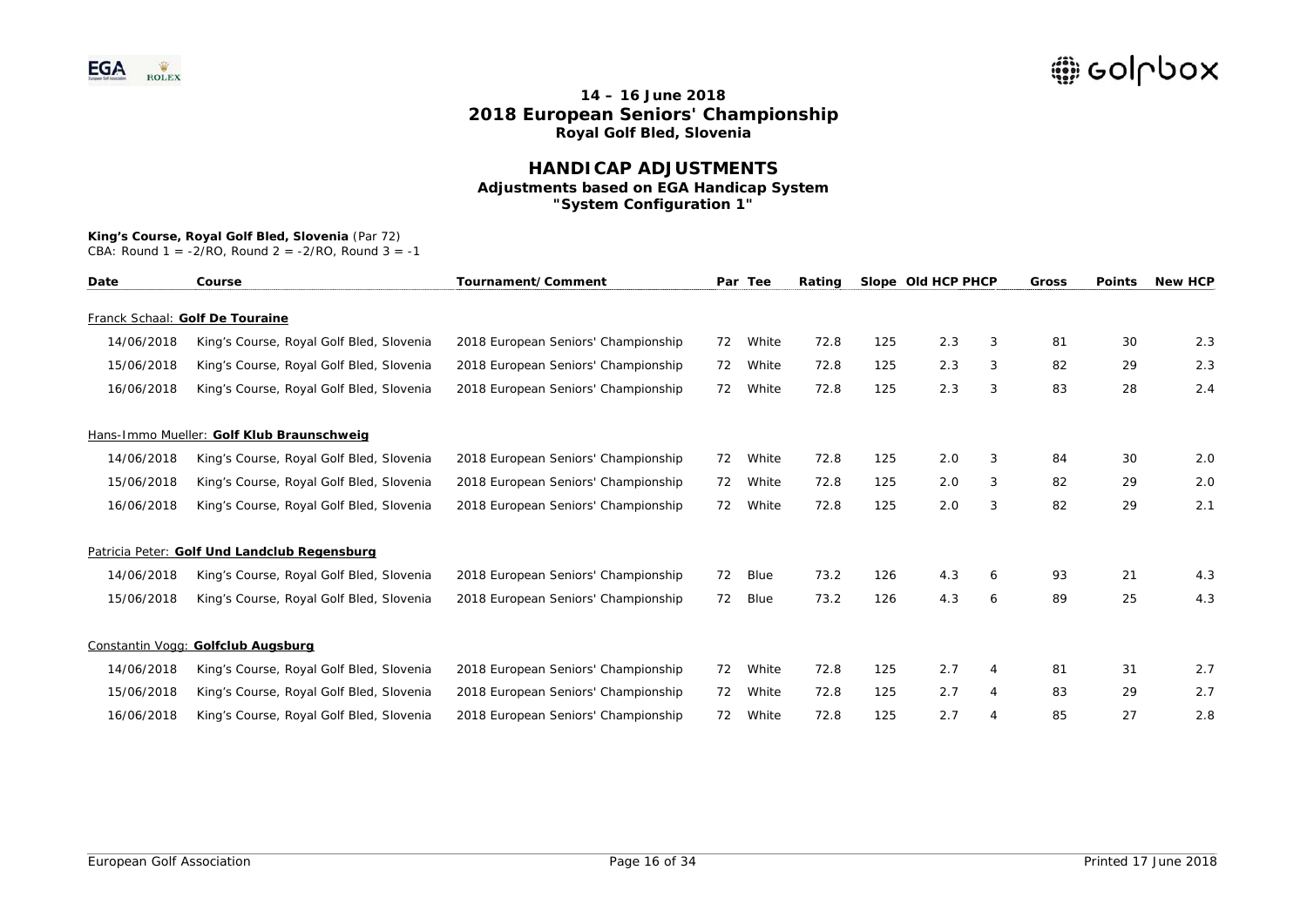## 14 – 16 June 2018
## 2018 European Seniors' Championship
### Royal Golf Bled, Slovenia

## HANDICAP ADJUSTMENTS
### Adjustments based on EGA Handicap System
### "System Configuration 1"

**King's Course, Royal Golf Bled, Slovenia** (Par 72)
CBA: Round 1 = -2/RO, Round 2 = -2/RO, Round 3 = -1

| Date | Course | Tournament/Comment | Par | Tee | Rating | Slope | Old HCP | PHCP | Gross | Points | New HCP |
|---|---|---|---|---|---|---|---|---|---|---|---|
| Franck Schaal: **Golf De Touraine** | | | | | | | | | | | |
| 14/06/2018 | King's Course, Royal Golf Bled, Slovenia | 2018 European Seniors' Championship | 72 | White | 72.8 | 125 | 2.3 | 3 | 81 | 30 | 2.3 |
| 15/06/2018 | King's Course, Royal Golf Bled, Slovenia | 2018 European Seniors' Championship | 72 | White | 72.8 | 125 | 2.3 | 3 | 82 | 29 | 2.3 |
| 16/06/2018 | King's Course, Royal Golf Bled, Slovenia | 2018 European Seniors' Championship | 72 | White | 72.8 | 125 | 2.3 | 3 | 83 | 28 | 2.4 |
| Hans-Immo Mueller: **Golf Klub Braunschweig** | | | | | | | | | | | |
| 14/06/2018 | King's Course, Royal Golf Bled, Slovenia | 2018 European Seniors' Championship | 72 | White | 72.8 | 125 | 2.0 | 3 | 84 | 30 | 2.0 |
| 15/06/2018 | King's Course, Royal Golf Bled, Slovenia | 2018 European Seniors' Championship | 72 | White | 72.8 | 125 | 2.0 | 3 | 82 | 29 | 2.0 |
| 16/06/2018 | King's Course, Royal Golf Bled, Slovenia | 2018 European Seniors' Championship | 72 | White | 72.8 | 125 | 2.0 | 3 | 82 | 29 | 2.1 |
| Patricia Peter: **Golf Und Landclub Regensburg** | | | | | | | | | | | |
| 14/06/2018 | King's Course, Royal Golf Bled, Slovenia | 2018 European Seniors' Championship | 72 | Blue | 73.2 | 126 | 4.3 | 6 | 93 | 21 | 4.3 |
| 15/06/2018 | King's Course, Royal Golf Bled, Slovenia | 2018 European Seniors' Championship | 72 | Blue | 73.2 | 126 | 4.3 | 6 | 89 | 25 | 4.3 |
| Constantin Vogg: **Golfclub Augsburg** | | | | | | | | | | | |
| 14/06/2018 | King's Course, Royal Golf Bled, Slovenia | 2018 European Seniors' Championship | 72 | White | 72.8 | 125 | 2.7 | 4 | 81 | 31 | 2.7 |
| 15/06/2018 | King's Course, Royal Golf Bled, Slovenia | 2018 European Seniors' Championship | 72 | White | 72.8 | 125 | 2.7 | 4 | 83 | 29 | 2.7 |
| 16/06/2018 | King's Course, Royal Golf Bled, Slovenia | 2018 European Seniors' Championship | 72 | White | 72.8 | 125 | 2.7 | 4 | 85 | 27 | 2.8 |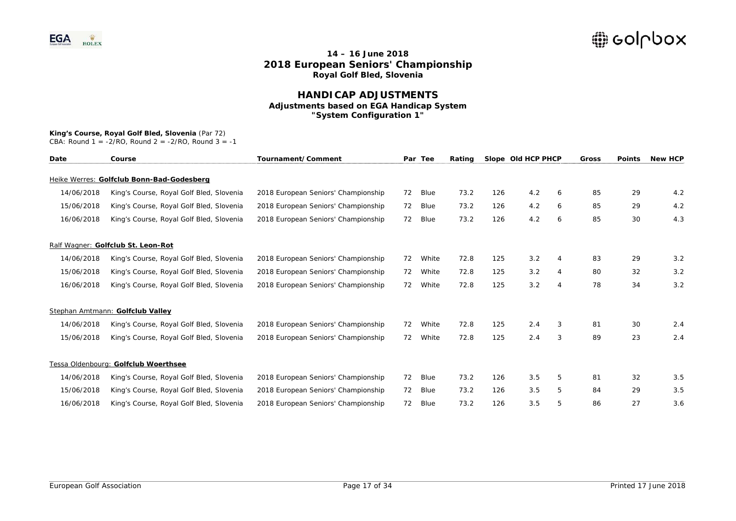## 14 – 16 June 2018
# 2018 European Seniors' Championship
### Royal Golf Bled, Slovenia

## HANDICAP ADJUSTMENTS
### Adjustments based on EGA Handicap System
### "System Configuration 1"

**King's Course, Royal Golf Bled, Slovenia** (Par 72)
CBA: Round 1 = -2/RO, Round 2 = -2/RO, Round 3 = -1

| Date | Course | Tournament/Comment | Par | Tee | Rating | Slope | Old HCP | PHCP | Gross | Points | New HCP |
|---|---|---|---|---|---|---|---|---|---|---|---|
| Heike Werres: **Golfclub Bonn-Bad-Godesberg** | | | | | | | | | | | |
| 14/06/2018 | King's Course, Royal Golf Bled, Slovenia | 2018 European Seniors' Championship | 72 | Blue | 73.2 | 126 | 4.2 | 6 | 85 | 29 | 4.2 |
| 15/06/2018 | King's Course, Royal Golf Bled, Slovenia | 2018 European Seniors' Championship | 72 | Blue | 73.2 | 126 | 4.2 | 6 | 85 | 29 | 4.2 |
| 16/06/2018 | King's Course, Royal Golf Bled, Slovenia | 2018 European Seniors' Championship | 72 | Blue | 73.2 | 126 | 4.2 | 6 | 85 | 30 | 4.3 |
| Ralf Wagner: **Golfclub St. Leon-Rot** | | | | | | | | | | | |
| 14/06/2018 | King's Course, Royal Golf Bled, Slovenia | 2018 European Seniors' Championship | 72 | White | 72.8 | 125 | 3.2 | 4 | 83 | 29 | 3.2 |
| 15/06/2018 | King's Course, Royal Golf Bled, Slovenia | 2018 European Seniors' Championship | 72 | White | 72.8 | 125 | 3.2 | 4 | 80 | 32 | 3.2 |
| 16/06/2018 | King's Course, Royal Golf Bled, Slovenia | 2018 European Seniors' Championship | 72 | White | 72.8 | 125 | 3.2 | 4 | 78 | 34 | 3.2 |
| Stephan Amtmann: **Golfclub Valley** | | | | | | | | | | | |
| 14/06/2018 | King's Course, Royal Golf Bled, Slovenia | 2018 European Seniors' Championship | 72 | White | 72.8 | 125 | 2.4 | 3 | 81 | 30 | 2.4 |
| 15/06/2018 | King's Course, Royal Golf Bled, Slovenia | 2018 European Seniors' Championship | 72 | White | 72.8 | 125 | 2.4 | 3 | 89 | 23 | 2.4 |
| Tessa Oldenbourg: **Golfclub Woerthsee** | | | | | | | | | | | |
| 14/06/2018 | King's Course, Royal Golf Bled, Slovenia | 2018 European Seniors' Championship | 72 | Blue | 73.2 | 126 | 3.5 | 5 | 81 | 32 | 3.5 |
| 15/06/2018 | King's Course, Royal Golf Bled, Slovenia | 2018 European Seniors' Championship | 72 | Blue | 73.2 | 126 | 3.5 | 5 | 84 | 29 | 3.5 |
| 16/06/2018 | King's Course, Royal Golf Bled, Slovenia | 2018 European Seniors' Championship | 72 | Blue | 73.2 | 126 | 3.5 | 5 | 86 | 27 | 3.6 |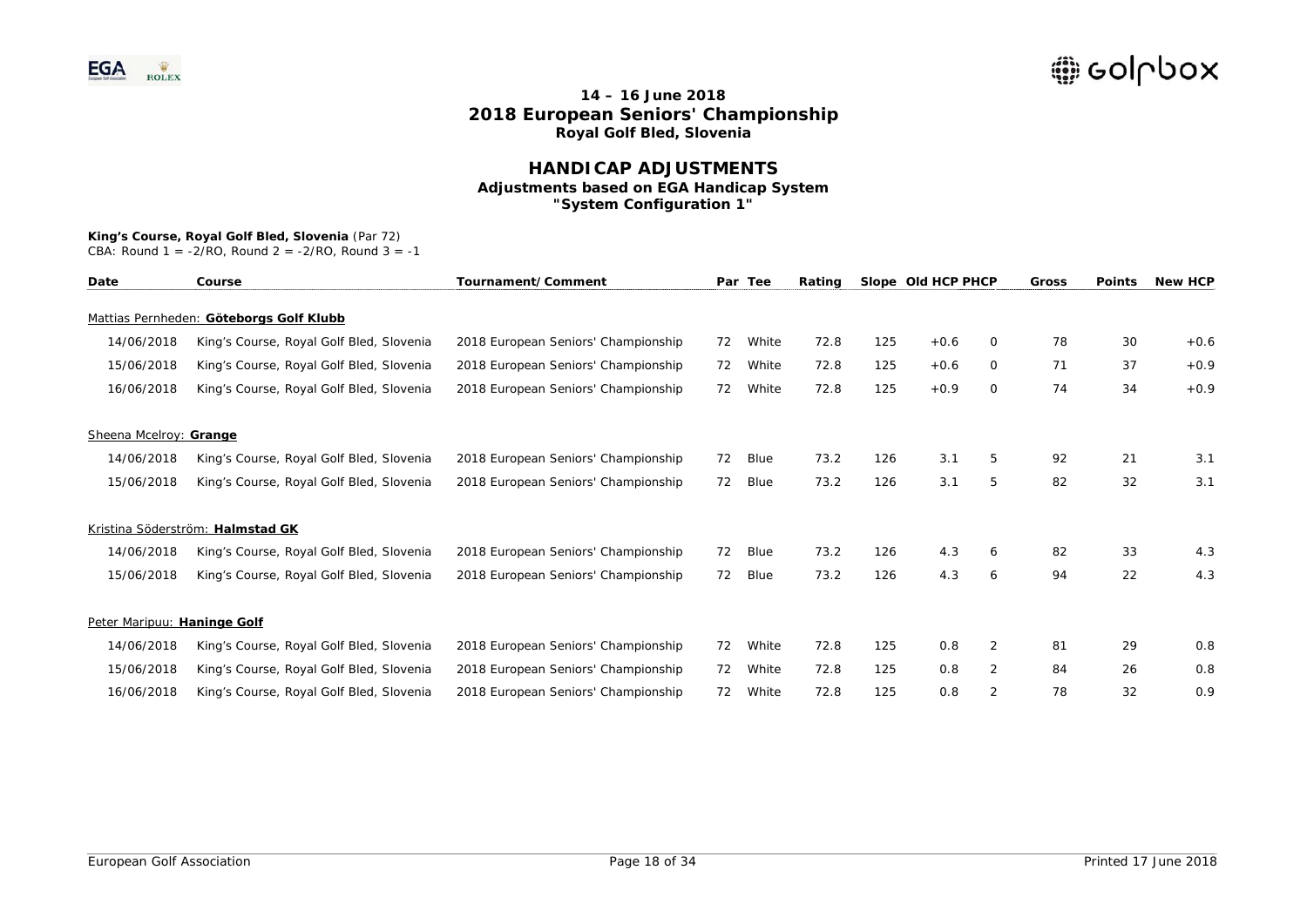# 14 – 16 June 2018
# 2018 European Seniors' Championship
## Royal Golf Bled, Slovenia

## HANDICAP ADJUSTMENTS
### Adjustments based on EGA Handicap System
### "System Configuration 1"

**King's Course, Royal Golf Bled, Slovenia** (Par 72)
CBA: Round 1 = -2/RO, Round 2 = -2/RO, Round 3 = -1

| Date | Course | Tournament/Comment | Par | Tee | Rating | Slope | Old HCP | PHCP | Gross | Points | New HCP |
|---|---|---|---|---|---|---|---|---|---|---|---|
| Mattias Pernheden: **Göteborgs Golf Klubb** | | | | | | | | | | | |
| 14/06/2018 | King's Course, Royal Golf Bled, Slovenia | 2018 European Seniors' Championship | 72 | White | 72.8 | 125 | +0.6 | 0 | 78 | 30 | +0.6 |
| 15/06/2018 | King's Course, Royal Golf Bled, Slovenia | 2018 European Seniors' Championship | 72 | White | 72.8 | 125 | +0.6 | 0 | 71 | 37 | +0.9 |
| 16/06/2018 | King's Course, Royal Golf Bled, Slovenia | 2018 European Seniors' Championship | 72 | White | 72.8 | 125 | +0.9 | 0 | 74 | 34 | +0.9 |
| Sheena Mcelroy: **Grange** | | | | | | | | | | | |
| 14/06/2018 | King's Course, Royal Golf Bled, Slovenia | 2018 European Seniors' Championship | 72 | Blue | 73.2 | 126 | 3.1 | 5 | 92 | 21 | 3.1 |
| 15/06/2018 | King's Course, Royal Golf Bled, Slovenia | 2018 European Seniors' Championship | 72 | Blue | 73.2 | 126 | 3.1 | 5 | 82 | 32 | 3.1 |
| Kristina Söderström: **Halmstad GK** | | | | | | | | | | | |
| 14/06/2018 | King's Course, Royal Golf Bled, Slovenia | 2018 European Seniors' Championship | 72 | Blue | 73.2 | 126 | 4.3 | 6 | 82 | 33 | 4.3 |
| 15/06/2018 | King's Course, Royal Golf Bled, Slovenia | 2018 European Seniors' Championship | 72 | Blue | 73.2 | 126 | 4.3 | 6 | 94 | 22 | 4.3 |
| Peter Maripuu: **Haninge Golf** | | | | | | | | | | | |
| 14/06/2018 | King's Course, Royal Golf Bled, Slovenia | 2018 European Seniors' Championship | 72 | White | 72.8 | 125 | 0.8 | 2 | 81 | 29 | 0.8 |
| 15/06/2018 | King's Course, Royal Golf Bled, Slovenia | 2018 European Seniors' Championship | 72 | White | 72.8 | 125 | 0.8 | 2 | 84 | 26 | 0.8 |
| 16/06/2018 | King's Course, Royal Golf Bled, Slovenia | 2018 European Seniors' Championship | 72 | White | 72.8 | 125 | 0.8 | 2 | 78 | 32 | 0.9 |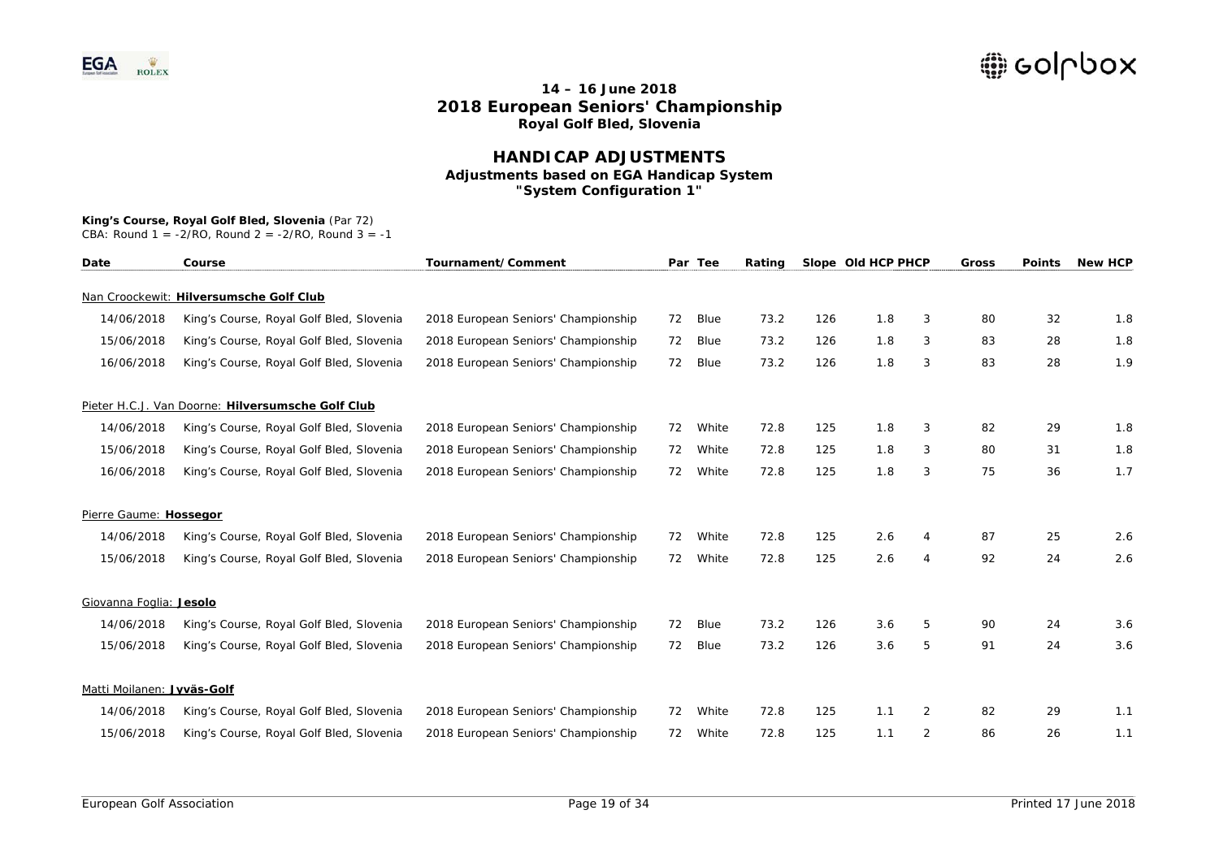# 14 – 16 June 2018
# 2018 European Seniors' Championship
**Royal Golf Bled, Slovenia**

## HANDICAP ADJUSTMENTS
**Adjustments based on EGA Handicap System**
**"System Configuration 1"**

**King's Course, Royal Golf Bled, Slovenia** (Par 72)
CBA: Round 1 = -2/RO, Round 2 = -2/RO, Round 3 = -1

| Date | Course | Tournament/Comment | Par | Tee | Rating | Slope | Old HCP | PHCP | Gross | Points | New HCP |
|---|---|---|---|---|---|---|---|---|---|---|---|
| Nan Croockewit: **Hilversumsche Golf Club** | | | | | | | | | | | |
| 14/06/2018 | King's Course, Royal Golf Bled, Slovenia | 2018 European Seniors' Championship | 72 | Blue | 73.2 | 126 | 1.8 | 3 | 80 | 32 | 1.8 |
| 15/06/2018 | King's Course, Royal Golf Bled, Slovenia | 2018 European Seniors' Championship | 72 | Blue | 73.2 | 126 | 1.8 | 3 | 83 | 28 | 1.8 |
| 16/06/2018 | King's Course, Royal Golf Bled, Slovenia | 2018 European Seniors' Championship | 72 | Blue | 73.2 | 126 | 1.8 | 3 | 83 | 28 | 1.9 |
| Pieter H.C.J. Van Doorne: **Hilversumsche Golf Club** | | | | | | | | | | | |
| 14/06/2018 | King's Course, Royal Golf Bled, Slovenia | 2018 European Seniors' Championship | 72 | White | 72.8 | 125 | 1.8 | 3 | 82 | 29 | 1.8 |
| 15/06/2018 | King's Course, Royal Golf Bled, Slovenia | 2018 European Seniors' Championship | 72 | White | 72.8 | 125 | 1.8 | 3 | 80 | 31 | 1.8 |
| 16/06/2018 | King's Course, Royal Golf Bled, Slovenia | 2018 European Seniors' Championship | 72 | White | 72.8 | 125 | 1.8 | 3 | 75 | 36 | 1.7 |
| Pierre Gaume: **Hossegor** | | | | | | | | | | | |
| 14/06/2018 | King's Course, Royal Golf Bled, Slovenia | 2018 European Seniors' Championship | 72 | White | 72.8 | 125 | 2.6 | 4 | 87 | 25 | 2.6 |
| 15/06/2018 | King's Course, Royal Golf Bled, Slovenia | 2018 European Seniors' Championship | 72 | White | 72.8 | 125 | 2.6 | 4 | 92 | 24 | 2.6 |
| Giovanna Foglia: **Jesolo** | | | | | | | | | | | |
| 14/06/2018 | King's Course, Royal Golf Bled, Slovenia | 2018 European Seniors' Championship | 72 | Blue | 73.2 | 126 | 3.6 | 5 | 90 | 24 | 3.6 |
| 15/06/2018 | King's Course, Royal Golf Bled, Slovenia | 2018 European Seniors' Championship | 72 | Blue | 73.2 | 126 | 3.6 | 5 | 91 | 24 | 3.6 |
| Matti Moilanen: **Jyväs-Golf** | | | | | | | | | | | |
| 14/06/2018 | King's Course, Royal Golf Bled, Slovenia | 2018 European Seniors' Championship | 72 | White | 72.8 | 125 | 1.1 | 2 | 82 | 29 | 1.1 |
| 15/06/2018 | King's Course, Royal Golf Bled, Slovenia | 2018 European Seniors' Championship | 72 | White | 72.8 | 125 | 1.1 | 2 | 86 | 26 | 1.1 |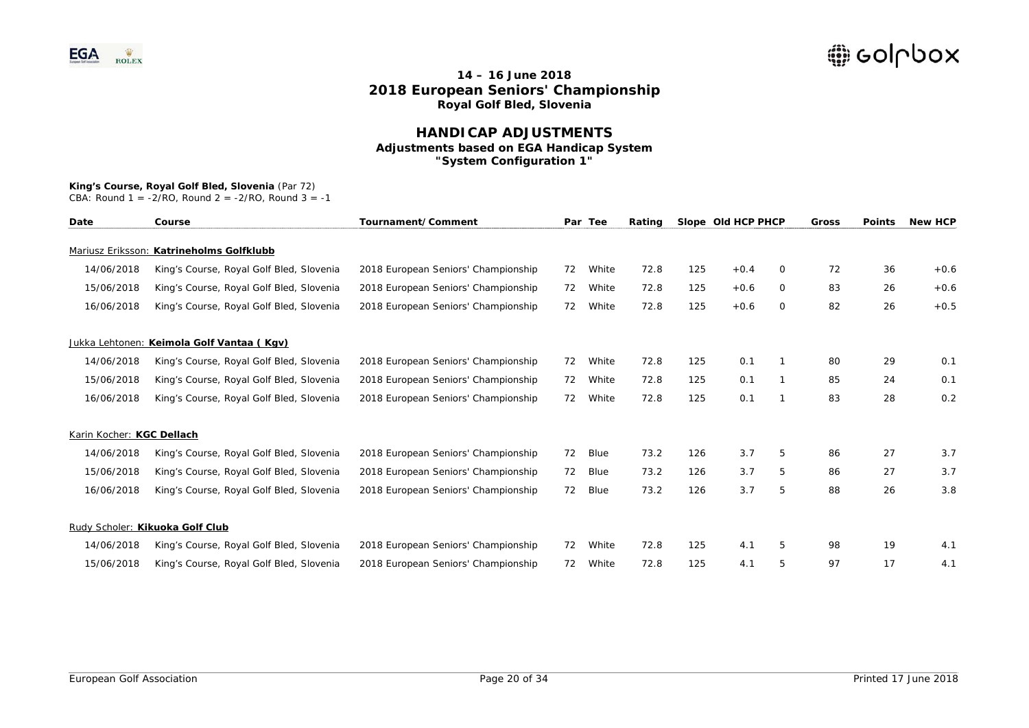# 14 – 16 June 2018
# 2018 European Seniors' Championship
## Royal Golf Bled, Slovenia

## HANDICAP ADJUSTMENTS
### Adjustments based on EGA Handicap System
### "System Configuration 1"

**King's Course, Royal Golf Bled, Slovenia** (Par 72)
CBA: Round 1 = -2/RO, Round 2 = -2/RO, Round 3 = -1

| Date | Course | Tournament/Comment | Par | Tee | Rating | Slope | Old HCP | PHCP | Gross | Points | New HCP |
|---|---|---|---|---|---|---|---|---|---|---|---|
| Mariusz Eriksson: **Katrineholms Golfklubb** | | | | | | | | | | | |
| 14/06/2018 | King's Course, Royal Golf Bled, Slovenia | 2018 European Seniors' Championship | 72 | White | 72.8 | 125 | +0.4 | 0 | 72 | 36 | +0.6 |
| 15/06/2018 | King's Course, Royal Golf Bled, Slovenia | 2018 European Seniors' Championship | 72 | White | 72.8 | 125 | +0.6 | 0 | 83 | 26 | +0.6 |
| 16/06/2018 | King's Course, Royal Golf Bled, Slovenia | 2018 European Seniors' Championship | 72 | White | 72.8 | 125 | +0.6 | 0 | 82 | 26 | +0.5 |
| Jukka Lehtonen: **Keimola Golf Vantaa ( Kgv)** | | | | | | | | | | | |
| 14/06/2018 | King's Course, Royal Golf Bled, Slovenia | 2018 European Seniors' Championship | 72 | White | 72.8 | 125 | 0.1 | 1 | 80 | 29 | 0.1 |
| 15/06/2018 | King's Course, Royal Golf Bled, Slovenia | 2018 European Seniors' Championship | 72 | White | 72.8 | 125 | 0.1 | 1 | 85 | 24 | 0.1 |
| 16/06/2018 | King's Course, Royal Golf Bled, Slovenia | 2018 European Seniors' Championship | 72 | White | 72.8 | 125 | 0.1 | 1 | 83 | 28 | 0.2 |
| Karin Kocher: **KGC Dellach** | | | | | | | | | | | |
| 14/06/2018 | King's Course, Royal Golf Bled, Slovenia | 2018 European Seniors' Championship | 72 | Blue | 73.2 | 126 | 3.7 | 5 | 86 | 27 | 3.7 |
| 15/06/2018 | King's Course, Royal Golf Bled, Slovenia | 2018 European Seniors' Championship | 72 | Blue | 73.2 | 126 | 3.7 | 5 | 86 | 27 | 3.7 |
| 16/06/2018 | King's Course, Royal Golf Bled, Slovenia | 2018 European Seniors' Championship | 72 | Blue | 73.2 | 126 | 3.7 | 5 | 88 | 26 | 3.8 |
| Rudy Scholer: **Kikuoka Golf Club** | | | | | | | | | | | |
| 14/06/2018 | King's Course, Royal Golf Bled, Slovenia | 2018 European Seniors' Championship | 72 | White | 72.8 | 125 | 4.1 | 5 | 98 | 19 | 4.1 |
| 15/06/2018 | King's Course, Royal Golf Bled, Slovenia | 2018 European Seniors' Championship | 72 | White | 72.8 | 125 | 4.1 | 5 | 97 | 17 | 4.1 |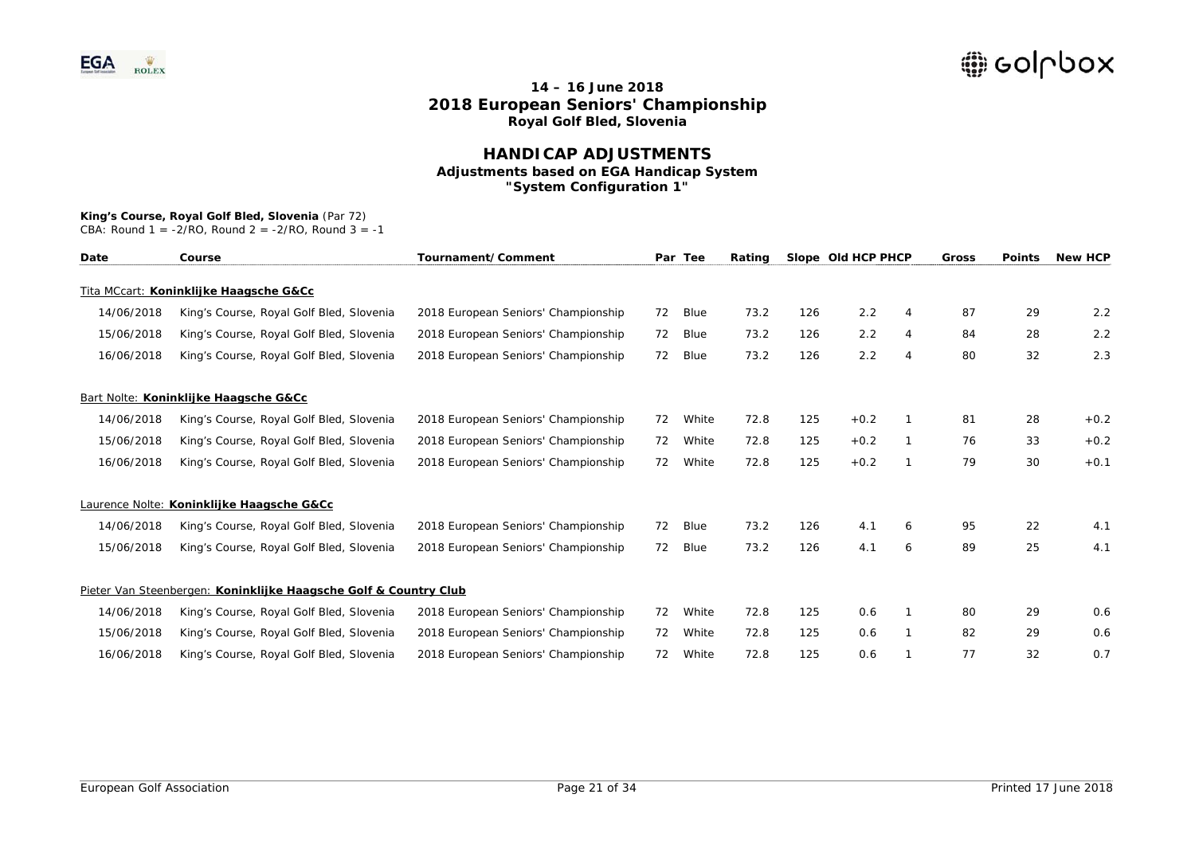**14 – 16 June 2018**

**2018 European Seniors' Championship**

**Royal Golf Bled, Slovenia**

# HANDICAP ADJUSTMENTS

**Adjustments based on EGA Handicap System**

**"System Configuration 1"**

**King's Course, Royal Golf Bled, Slovenia** (Par 72)

CBA: Round 1 = -2/RO, Round 2 = -2/RO, Round 3 = -1

| Date | Course | Tournament/Comment | Par | Tee | Rating | Slope | Old HCP | PHCP | Gross | Points | New HCP |
|---|---|---|---|---|---|---|---|---|---|---|---|
| Tita MCcart: **Koninklijke Haagsche G&Cc** | | | | | | | | | | | |
| 14/06/2018 | King's Course, Royal Golf Bled, Slovenia | 2018 European Seniors' Championship | 72 | Blue | 73.2 | 126 | 2.2 | 4 | 87 | 29 | 2.2 |
| 15/06/2018 | King's Course, Royal Golf Bled, Slovenia | 2018 European Seniors' Championship | 72 | Blue | 73.2 | 126 | 2.2 | 4 | 84 | 28 | 2.2 |
| 16/06/2018 | King's Course, Royal Golf Bled, Slovenia | 2018 European Seniors' Championship | 72 | Blue | 73.2 | 126 | 2.2 | 4 | 80 | 32 | 2.3 |
| Bart Nolte: **Koninklijke Haagsche G&Cc** | | | | | | | | | | | |
| 14/06/2018 | King's Course, Royal Golf Bled, Slovenia | 2018 European Seniors' Championship | 72 | White | 72.8 | 125 | +0.2 | 1 | 81 | 28 | +0.2 |
| 15/06/2018 | King's Course, Royal Golf Bled, Slovenia | 2018 European Seniors' Championship | 72 | White | 72.8 | 125 | +0.2 | 1 | 76 | 33 | +0.2 |
| 16/06/2018 | King's Course, Royal Golf Bled, Slovenia | 2018 European Seniors' Championship | 72 | White | 72.8 | 125 | +0.2 | 1 | 79 | 30 | +0.1 |
| Laurence Nolte: **Koninklijke Haagsche G&Cc** | | | | | | | | | | | |
| 14/06/2018 | King's Course, Royal Golf Bled, Slovenia | 2018 European Seniors' Championship | 72 | Blue | 73.2 | 126 | 4.1 | 6 | 95 | 22 | 4.1 |
| 15/06/2018 | King's Course, Royal Golf Bled, Slovenia | 2018 European Seniors' Championship | 72 | Blue | 73.2 | 126 | 4.1 | 6 | 89 | 25 | 4.1 |
| Pieter Van Steenbergen: **Koninklijke Haagsche Golf & Country Club** | | | | | | | | | | | |
| 14/06/2018 | King's Course, Royal Golf Bled, Slovenia | 2018 European Seniors' Championship | 72 | White | 72.8 | 125 | 0.6 | 1 | 80 | 29 | 0.6 |
| 15/06/2018 | King's Course, Royal Golf Bled, Slovenia | 2018 European Seniors' Championship | 72 | White | 72.8 | 125 | 0.6 | 1 | 82 | 29 | 0.6 |
| 16/06/2018 | King's Course, Royal Golf Bled, Slovenia | 2018 European Seniors' Championship | 72 | White | 72.8 | 125 | 0.6 | 1 | 77 | 32 | 0.7 |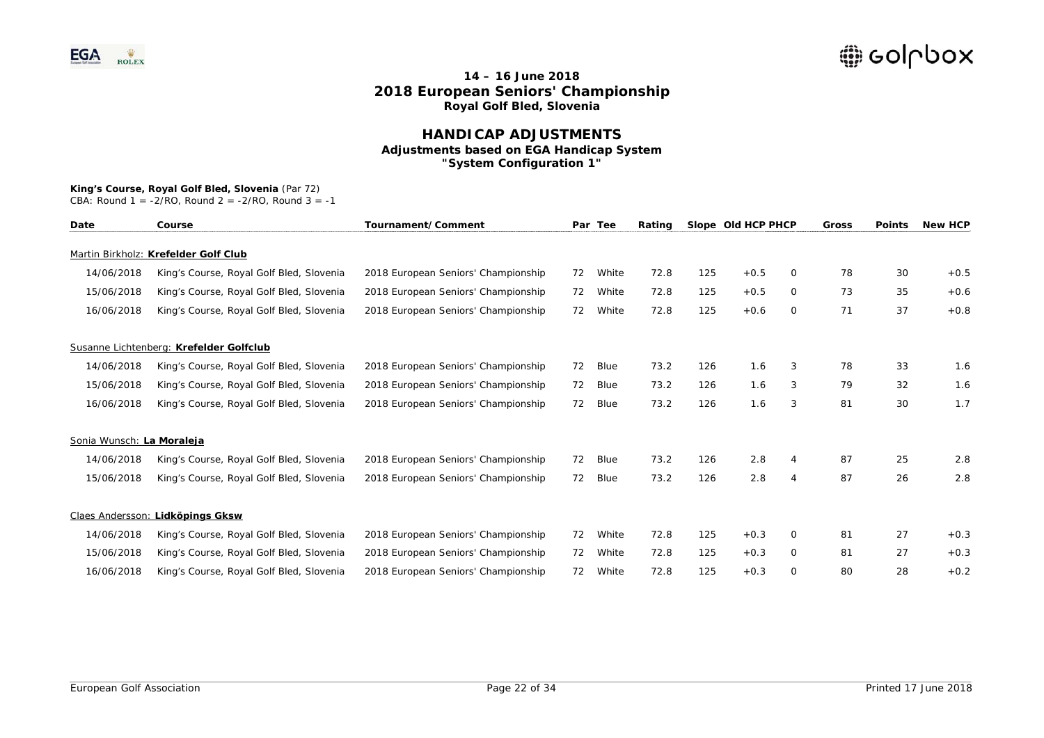# 14 – 16 June 2018
# 2018 European Seniors' Championship
### Royal Golf Bled, Slovenia

## HANDICAP ADJUSTMENTS
### Adjustments based on EGA Handicap System
### "System Configuration 1"

**King's Course, Royal Golf Bled, Slovenia** (Par 72)
CBA: Round 1 = -2/RO, Round 2 = -2/RO, Round 3 = -1

| Date | Course | Tournament/Comment | Par | Tee | Rating | Slope | Old HCP | PHCP | Gross | Points | New HCP |
|---|---|---|---|---|---|---|---|---|---|---|---|
| Martin Birkholz: **Krefelder Golf Club** | | | | | | | | | | | |
| 14/06/2018 | King's Course, Royal Golf Bled, Slovenia | 2018 European Seniors' Championship | 72 | White | 72.8 | 125 | +0.5 | 0 | 78 | 30 | +0.5 |
| 15/06/2018 | King's Course, Royal Golf Bled, Slovenia | 2018 European Seniors' Championship | 72 | White | 72.8 | 125 | +0.5 | 0 | 73 | 35 | +0.6 |
| 16/06/2018 | King's Course, Royal Golf Bled, Slovenia | 2018 European Seniors' Championship | 72 | White | 72.8 | 125 | +0.6 | 0 | 71 | 37 | +0.8 |
| Susanne Lichtenberg: **Krefelder Golfclub** | | | | | | | | | | | |
| 14/06/2018 | King's Course, Royal Golf Bled, Slovenia | 2018 European Seniors' Championship | 72 | Blue | 73.2 | 126 | 1.6 | 3 | 78 | 33 | 1.6 |
| 15/06/2018 | King's Course, Royal Golf Bled, Slovenia | 2018 European Seniors' Championship | 72 | Blue | 73.2 | 126 | 1.6 | 3 | 79 | 32 | 1.6 |
| 16/06/2018 | King's Course, Royal Golf Bled, Slovenia | 2018 European Seniors' Championship | 72 | Blue | 73.2 | 126 | 1.6 | 3 | 81 | 30 | 1.7 |
| Sonia Wunsch: **La Moraleja** | | | | | | | | | | | |
| 14/06/2018 | King's Course, Royal Golf Bled, Slovenia | 2018 European Seniors' Championship | 72 | Blue | 73.2 | 126 | 2.8 | 4 | 87 | 25 | 2.8 |
| 15/06/2018 | King's Course, Royal Golf Bled, Slovenia | 2018 European Seniors' Championship | 72 | Blue | 73.2 | 126 | 2.8 | 4 | 87 | 26 | 2.8 |
| Claes Andersson: **Lidköpings Gksw** | | | | | | | | | | | |
| 14/06/2018 | King's Course, Royal Golf Bled, Slovenia | 2018 European Seniors' Championship | 72 | White | 72.8 | 125 | +0.3 | 0 | 81 | 27 | +0.3 |
| 15/06/2018 | King's Course, Royal Golf Bled, Slovenia | 2018 European Seniors' Championship | 72 | White | 72.8 | 125 | +0.3 | 0 | 81 | 27 | +0.3 |
| 16/06/2018 | King's Course, Royal Golf Bled, Slovenia | 2018 European Seniors' Championship | 72 | White | 72.8 | 125 | +0.3 | 0 | 80 | 28 | +0.2 |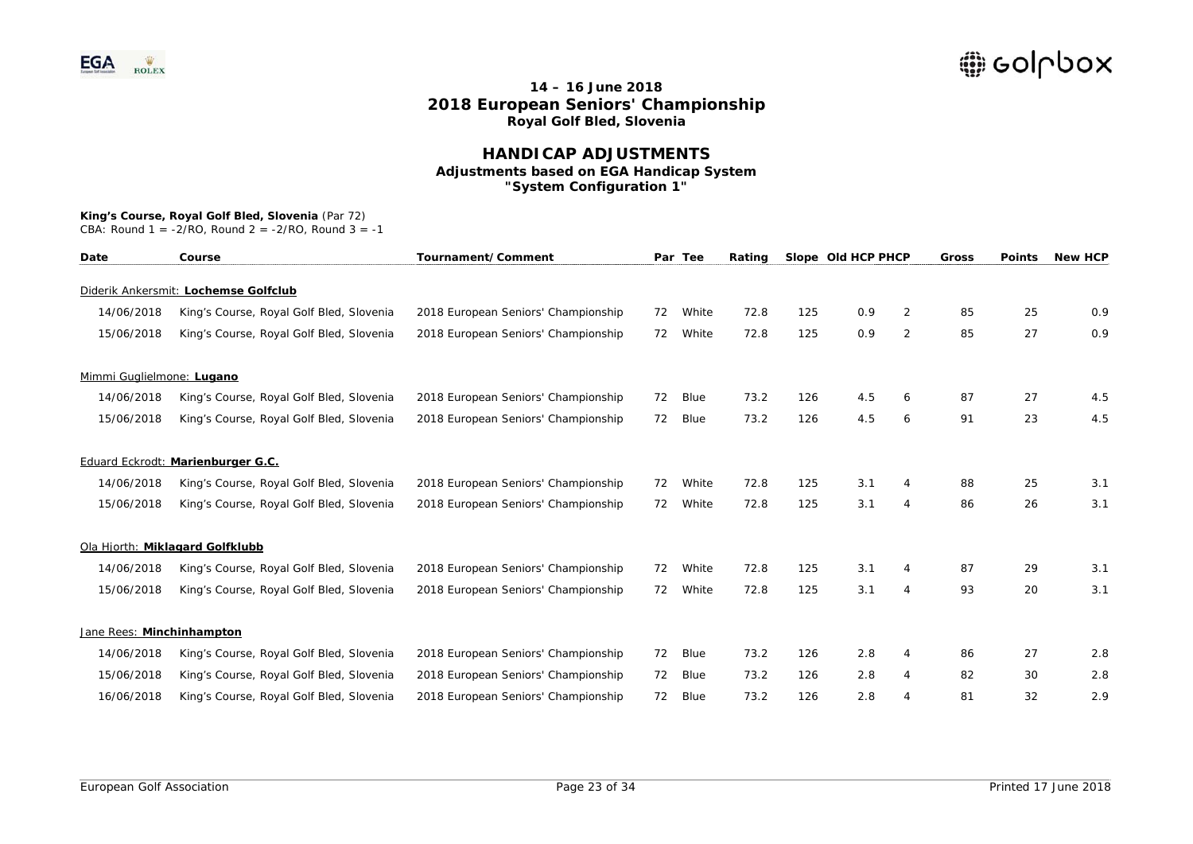## 14 – 16 June 2018
## 2018 European Seniors' Championship
### Royal Golf Bled, Slovenia

## HANDICAP ADJUSTMENTS
### Adjustments based on EGA Handicap System
### "System Configuration 1"

**King's Course, Royal Golf Bled, Slovenia** (Par 72)
CBA: Round 1 = -2/RO, Round 2 = -2/RO, Round 3 = -1

| Date | Course | Tournament/Comment | Par | Tee | Rating | Slope | Old HCP | PHCP | Gross | Points | New HCP |
|---|---|---|---|---|---|---|---|---|---|---|---|
| Diderik Ankersmit: **Lochemse Golfclub** | | | | | | | | | | | |
| 14/06/2018 | King's Course, Royal Golf Bled, Slovenia | 2018 European Seniors' Championship | 72 | White | 72.8 | 125 | 0.9 | 2 | 85 | 25 | 0.9 |
| 15/06/2018 | King's Course, Royal Golf Bled, Slovenia | 2018 European Seniors' Championship | 72 | White | 72.8 | 125 | 0.9 | 2 | 85 | 27 | 0.9 |
| Mimmi Guglielmone: **Lugano** | | | | | | | | | | | |
| 14/06/2018 | King's Course, Royal Golf Bled, Slovenia | 2018 European Seniors' Championship | 72 | Blue | 73.2 | 126 | 4.5 | 6 | 87 | 27 | 4.5 |
| 15/06/2018 | King's Course, Royal Golf Bled, Slovenia | 2018 European Seniors' Championship | 72 | Blue | 73.2 | 126 | 4.5 | 6 | 91 | 23 | 4.5 |
| Eduard Eckrodt: **Marienburger G.C.** | | | | | | | | | | | |
| 14/06/2018 | King's Course, Royal Golf Bled, Slovenia | 2018 European Seniors' Championship | 72 | White | 72.8 | 125 | 3.1 | 4 | 88 | 25 | 3.1 |
| 15/06/2018 | King's Course, Royal Golf Bled, Slovenia | 2018 European Seniors' Championship | 72 | White | 72.8 | 125 | 3.1 | 4 | 86 | 26 | 3.1 |
| Ola Hjorth: **Miklagard Golfklubb** | | | | | | | | | | | |
| 14/06/2018 | King's Course, Royal Golf Bled, Slovenia | 2018 European Seniors' Championship | 72 | White | 72.8 | 125 | 3.1 | 4 | 87 | 29 | 3.1 |
| 15/06/2018 | King's Course, Royal Golf Bled, Slovenia | 2018 European Seniors' Championship | 72 | White | 72.8 | 125 | 3.1 | 4 | 93 | 20 | 3.1 |
| Jane Rees: **Minchinhampton** | | | | | | | | | | | |
| 14/06/2018 | King's Course, Royal Golf Bled, Slovenia | 2018 European Seniors' Championship | 72 | Blue | 73.2 | 126 | 2.8 | 4 | 86 | 27 | 2.8 |
| 15/06/2018 | King's Course, Royal Golf Bled, Slovenia | 2018 European Seniors' Championship | 72 | Blue | 73.2 | 126 | 2.8 | 4 | 82 | 30 | 2.8 |
| 16/06/2018 | King's Course, Royal Golf Bled, Slovenia | 2018 European Seniors' Championship | 72 | Blue | 73.2 | 126 | 2.8 | 4 | 81 | 32 | 2.9 |

European Golf Association

Printed 17 June 2018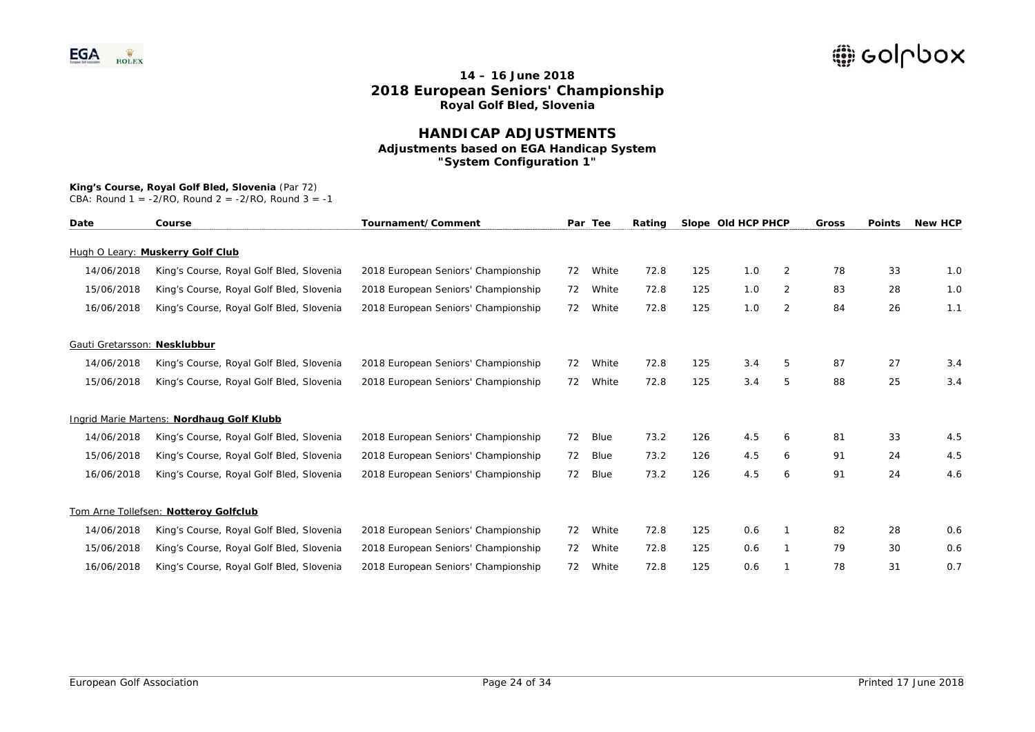# 14 – 16 June 2018
# 2018 European Seniors' Championship
## Royal Golf Bled, Slovenia

## HANDICAP ADJUSTMENTS
### Adjustments based on EGA Handicap System
### "System Configuration 1"

**King's Course, Royal Golf Bled, Slovenia** (Par 72)
CBA: Round 1 = -2/RO, Round 2 = -2/RO, Round 3 = -1

| Date | Course | Tournament/Comment | Par | Tee | Rating | Slope | Old HCP | PHCP | Gross | Points | New HCP |
|---|---|---|---|---|---|---|---|---|---|---|---|
| Hugh O Leary: **Muskerry Golf Club** | | | | | | | | | | | |
| 14/06/2018 | King's Course, Royal Golf Bled, Slovenia | 2018 European Seniors' Championship | 72 | White | 72.8 | 125 | 1.0 | 2 | 78 | 33 | 1.0 |
| 15/06/2018 | King's Course, Royal Golf Bled, Slovenia | 2018 European Seniors' Championship | 72 | White | 72.8 | 125 | 1.0 | 2 | 83 | 28 | 1.0 |
| 16/06/2018 | King's Course, Royal Golf Bled, Slovenia | 2018 European Seniors' Championship | 72 | White | 72.8 | 125 | 1.0 | 2 | 84 | 26 | 1.1 |
| Gauti Gretarsson: **Nesklubbur** | | | | | | | | | | | |
| 14/06/2018 | King's Course, Royal Golf Bled, Slovenia | 2018 European Seniors' Championship | 72 | White | 72.8 | 125 | 3.4 | 5 | 87 | 27 | 3.4 |
| 15/06/2018 | King's Course, Royal Golf Bled, Slovenia | 2018 European Seniors' Championship | 72 | White | 72.8 | 125 | 3.4 | 5 | 88 | 25 | 3.4 |
| Ingrid Marie Martens: **Nordhaug Golf Klubb** | | | | | | | | | | | |
| 14/06/2018 | King's Course, Royal Golf Bled, Slovenia | 2018 European Seniors' Championship | 72 | Blue | 73.2 | 126 | 4.5 | 6 | 81 | 33 | 4.5 |
| 15/06/2018 | King's Course, Royal Golf Bled, Slovenia | 2018 European Seniors' Championship | 72 | Blue | 73.2 | 126 | 4.5 | 6 | 91 | 24 | 4.5 |
| 16/06/2018 | King's Course, Royal Golf Bled, Slovenia | 2018 European Seniors' Championship | 72 | Blue | 73.2 | 126 | 4.5 | 6 | 91 | 24 | 4.6 |
| Tom Arne Tollefsen: **Notteroy Golfclub** | | | | | | | | | | | |
| 14/06/2018 | King's Course, Royal Golf Bled, Slovenia | 2018 European Seniors' Championship | 72 | White | 72.8 | 125 | 0.6 | 1 | 82 | 28 | 0.6 |
| 15/06/2018 | King's Course, Royal Golf Bled, Slovenia | 2018 European Seniors' Championship | 72 | White | 72.8 | 125 | 0.6 | 1 | 79 | 30 | 0.6 |
| 16/06/2018 | King's Course, Royal Golf Bled, Slovenia | 2018 European Seniors' Championship | 72 | White | 72.8 | 125 | 0.6 | 1 | 78 | 31 | 0.7 |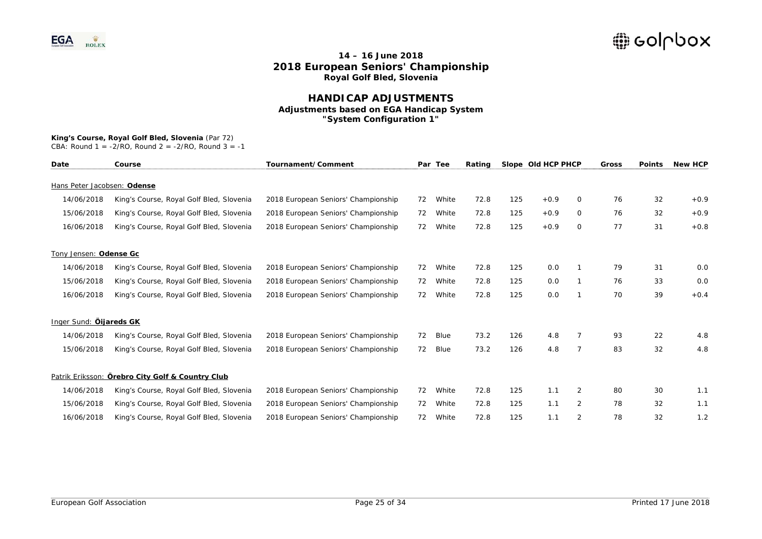# 14 – 16 June 2018

# 2018 European Seniors' Championship

## Royal Golf Bled, Slovenia

## HANDICAP ADJUSTMENTS

### Adjustments based on EGA Handicap System

### "System Configuration 1"

**King's Course, Royal Golf Bled, Slovenia** (Par 72)
CBA: Round 1 = -2/RO, Round 2 = -2/RO, Round 3 = -1

| Date | Course | Tournament/Comment | Par | Tee | Rating | Slope | Old HCP | PHCP | Gross | Points | New HCP |
|---|---|---|---|---|---|---|---|---|---|---|---|
| Hans Peter Jacobsen: **Odense** | | | | | | | | | | | |
| 14/06/2018 | King's Course, Royal Golf Bled, Slovenia | 2018 European Seniors' Championship | 72 | White | 72.8 | 125 | +0.9 | 0 | 76 | 32 | +0.9 |
| 15/06/2018 | King's Course, Royal Golf Bled, Slovenia | 2018 European Seniors' Championship | 72 | White | 72.8 | 125 | +0.9 | 0 | 76 | 32 | +0.9 |
| 16/06/2018 | King's Course, Royal Golf Bled, Slovenia | 2018 European Seniors' Championship | 72 | White | 72.8 | 125 | +0.9 | 0 | 77 | 31 | +0.8 |
| Tony Jensen: **Odense Gc** | | | | | | | | | | | |
| 14/06/2018 | King's Course, Royal Golf Bled, Slovenia | 2018 European Seniors' Championship | 72 | White | 72.8 | 125 | 0.0 | 1 | 79 | 31 | 0.0 |
| 15/06/2018 | King's Course, Royal Golf Bled, Slovenia | 2018 European Seniors' Championship | 72 | White | 72.8 | 125 | 0.0 | 1 | 76 | 33 | 0.0 |
| 16/06/2018 | King's Course, Royal Golf Bled, Slovenia | 2018 European Seniors' Championship | 72 | White | 72.8 | 125 | 0.0 | 1 | 70 | 39 | +0.4 |
| Inger Sund: **Öijareds GK** | | | | | | | | | | | |
| 14/06/2018 | King's Course, Royal Golf Bled, Slovenia | 2018 European Seniors' Championship | 72 | Blue | 73.2 | 126 | 4.8 | 7 | 93 | 22 | 4.8 |
| 15/06/2018 | King's Course, Royal Golf Bled, Slovenia | 2018 European Seniors' Championship | 72 | Blue | 73.2 | 126 | 4.8 | 7 | 83 | 32 | 4.8 |
| Patrik Eriksson: **Örebro City Golf & Country Club** | | | | | | | | | | | |
| 14/06/2018 | King's Course, Royal Golf Bled, Slovenia | 2018 European Seniors' Championship | 72 | White | 72.8 | 125 | 1.1 | 2 | 80 | 30 | 1.1 |
| 15/06/2018 | King's Course, Royal Golf Bled, Slovenia | 2018 European Seniors' Championship | 72 | White | 72.8 | 125 | 1.1 | 2 | 78 | 32 | 1.1 |
| 16/06/2018 | King's Course, Royal Golf Bled, Slovenia | 2018 European Seniors' Championship | 72 | White | 72.8 | 125 | 1.1 | 2 | 78 | 32 | 1.2 |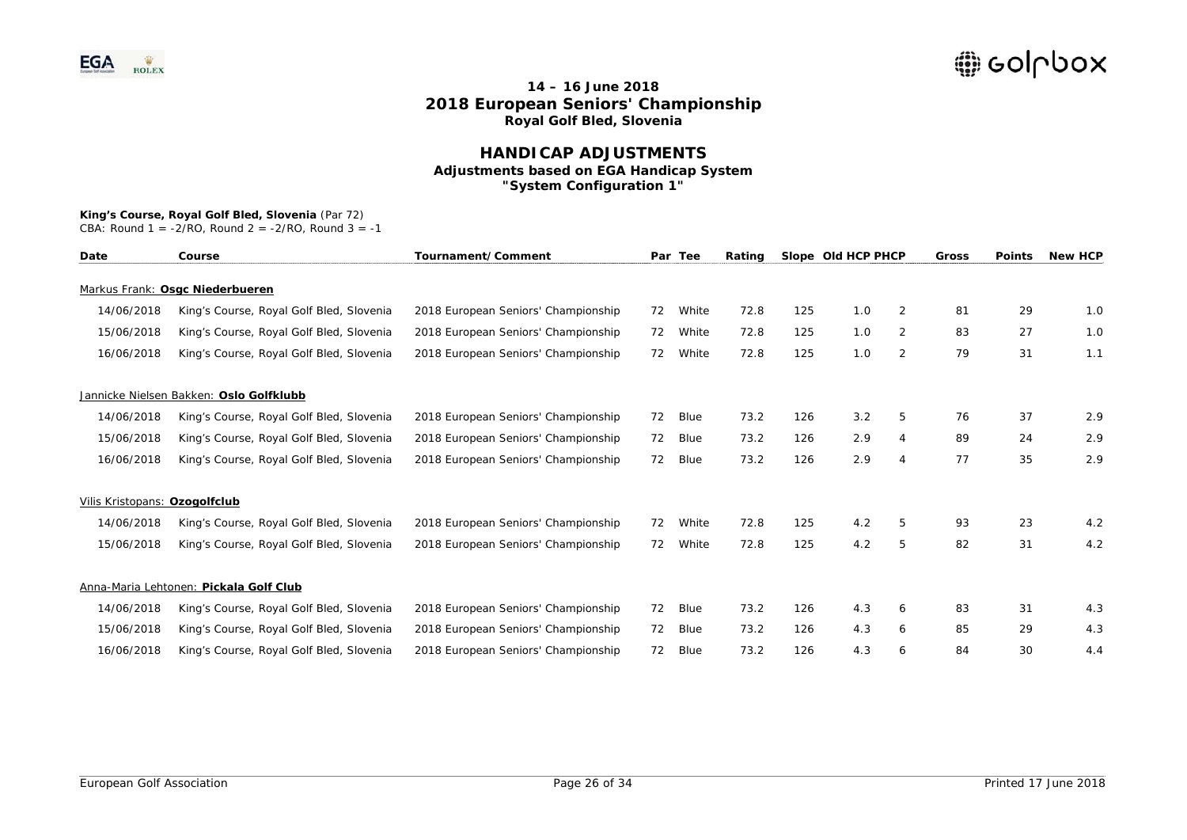# 14 – 16 June 2018
# 2018 European Seniors' Championship
## Royal Golf Bled, Slovenia

# HANDICAP ADJUSTMENTS
### Adjustments based on EGA Handicap System
### "System Configuration 1"

**King's Course, Royal Golf Bled, Slovenia** (Par 72)
CBA: Round 1 = -2/RO, Round 2 = -2/RO, Round 3 = -1

| Date | Course | Tournament/Comment | Par | Tee | Rating | Slope | Old HCP | PHCP | Gross | Points | New HCP |
|---|---|---|---|---|---|---|---|---|---|---|---|
| Markus Frank: **Osgc Niederbueren** | | | | | | | | | | | |
| 14/06/2018 | King's Course, Royal Golf Bled, Slovenia | 2018 European Seniors' Championship | 72 | White | 72.8 | 125 | 1.0 | 2 | 81 | 29 | 1.0 |
| 15/06/2018 | King's Course, Royal Golf Bled, Slovenia | 2018 European Seniors' Championship | 72 | White | 72.8 | 125 | 1.0 | 2 | 83 | 27 | 1.0 |
| 16/06/2018 | King's Course, Royal Golf Bled, Slovenia | 2018 European Seniors' Championship | 72 | White | 72.8 | 125 | 1.0 | 2 | 79 | 31 | 1.1 |
| Jannicke Nielsen Bakken: **Oslo Golfklubb** | | | | | | | | | | | |
| 14/06/2018 | King's Course, Royal Golf Bled, Slovenia | 2018 European Seniors' Championship | 72 | Blue | 73.2 | 126 | 3.2 | 5 | 76 | 37 | 2.9 |
| 15/06/2018 | King's Course, Royal Golf Bled, Slovenia | 2018 European Seniors' Championship | 72 | Blue | 73.2 | 126 | 2.9 | 4 | 89 | 24 | 2.9 |
| 16/06/2018 | King's Course, Royal Golf Bled, Slovenia | 2018 European Seniors' Championship | 72 | Blue | 73.2 | 126 | 2.9 | 4 | 77 | 35 | 2.9 |
| Vilis Kristopans: **Ozogolfclub** | | | | | | | | | | | |
| 14/06/2018 | King's Course, Royal Golf Bled, Slovenia | 2018 European Seniors' Championship | 72 | White | 72.8 | 125 | 4.2 | 5 | 93 | 23 | 4.2 |
| 15/06/2018 | King's Course, Royal Golf Bled, Slovenia | 2018 European Seniors' Championship | 72 | White | 72.8 | 125 | 4.2 | 5 | 82 | 31 | 4.2 |
| Anna-Maria Lehtonen: **Pickala Golf Club** | | | | | | | | | | | |
| 14/06/2018 | King's Course, Royal Golf Bled, Slovenia | 2018 European Seniors' Championship | 72 | Blue | 73.2 | 126 | 4.3 | 6 | 83 | 31 | 4.3 |
| 15/06/2018 | King's Course, Royal Golf Bled, Slovenia | 2018 European Seniors' Championship | 72 | Blue | 73.2 | 126 | 4.3 | 6 | 85 | 29 | 4.3 |
| 16/06/2018 | King's Course, Royal Golf Bled, Slovenia | 2018 European Seniors' Championship | 72 | Blue | 73.2 | 126 | 4.3 | 6 | 84 | 30 | 4.4 |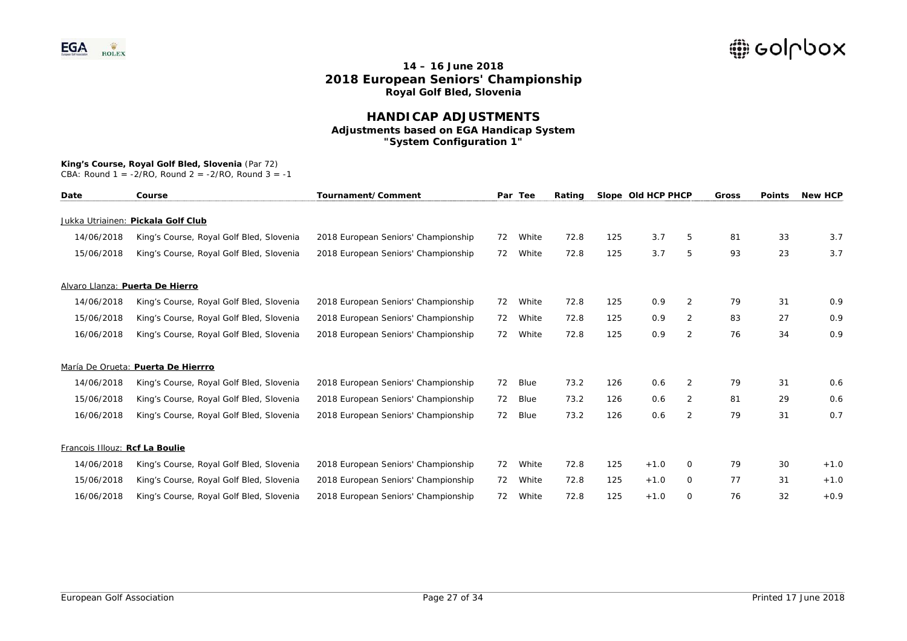# 14 – 16 June 2018
# 2018 European Seniors' Championship
## Royal Golf Bled, Slovenia

## HANDICAP ADJUSTMENTS
### Adjustments based on EGA Handicap System
### "System Configuration 1"

**King's Course, Royal Golf Bled, Slovenia** (Par 72)
CBA: Round 1 = -2/RO, Round 2 = -2/RO, Round 3 = -1

| Date | Course | Tournament/Comment | Par | Tee | Rating | Slope | Old HCP | PHCP | Gross | Points | New HCP |
|---|---|---|---|---|---|---|---|---|---|---|---|
| Jukka Utriainen: **Pickala Golf Club** | | | | | | | | | | | |
| 14/06/2018 | King's Course, Royal Golf Bled, Slovenia | 2018 European Seniors' Championship | 72 | White | 72.8 | 125 | 3.7 | 5 | 81 | 33 | 3.7 |
| 15/06/2018 | King's Course, Royal Golf Bled, Slovenia | 2018 European Seniors' Championship | 72 | White | 72.8 | 125 | 3.7 | 5 | 93 | 23 | 3.7 |
| Alvaro Llanza: **Puerta De Hierro** | | | | | | | | | | | |
| 14/06/2018 | King's Course, Royal Golf Bled, Slovenia | 2018 European Seniors' Championship | 72 | White | 72.8 | 125 | 0.9 | 2 | 79 | 31 | 0.9 |
| 15/06/2018 | King's Course, Royal Golf Bled, Slovenia | 2018 European Seniors' Championship | 72 | White | 72.8 | 125 | 0.9 | 2 | 83 | 27 | 0.9 |
| 16/06/2018 | King's Course, Royal Golf Bled, Slovenia | 2018 European Seniors' Championship | 72 | White | 72.8 | 125 | 0.9 | 2 | 76 | 34 | 0.9 |
| María De Orueta: **Puerta De Hierrro** | | | | | | | | | | | |
| 14/06/2018 | King's Course, Royal Golf Bled, Slovenia | 2018 European Seniors' Championship | 72 | Blue | 73.2 | 126 | 0.6 | 2 | 79 | 31 | 0.6 |
| 15/06/2018 | King's Course, Royal Golf Bled, Slovenia | 2018 European Seniors' Championship | 72 | Blue | 73.2 | 126 | 0.6 | 2 | 81 | 29 | 0.6 |
| 16/06/2018 | King's Course, Royal Golf Bled, Slovenia | 2018 European Seniors' Championship | 72 | Blue | 73.2 | 126 | 0.6 | 2 | 79 | 31 | 0.7 |
| Francois Illouz: **Rcf La Boulie** | | | | | | | | | | | |
| 14/06/2018 | King's Course, Royal Golf Bled, Slovenia | 2018 European Seniors' Championship | 72 | White | 72.8 | 125 | +1.0 | 0 | 79 | 30 | +1.0 |
| 15/06/2018 | King's Course, Royal Golf Bled, Slovenia | 2018 European Seniors' Championship | 72 | White | 72.8 | 125 | +1.0 | 0 | 77 | 31 | +1.0 |
| 16/06/2018 | King's Course, Royal Golf Bled, Slovenia | 2018 European Seniors' Championship | 72 | White | 72.8 | 125 | +1.0 | 0 | 76 | 32 | +0.9 |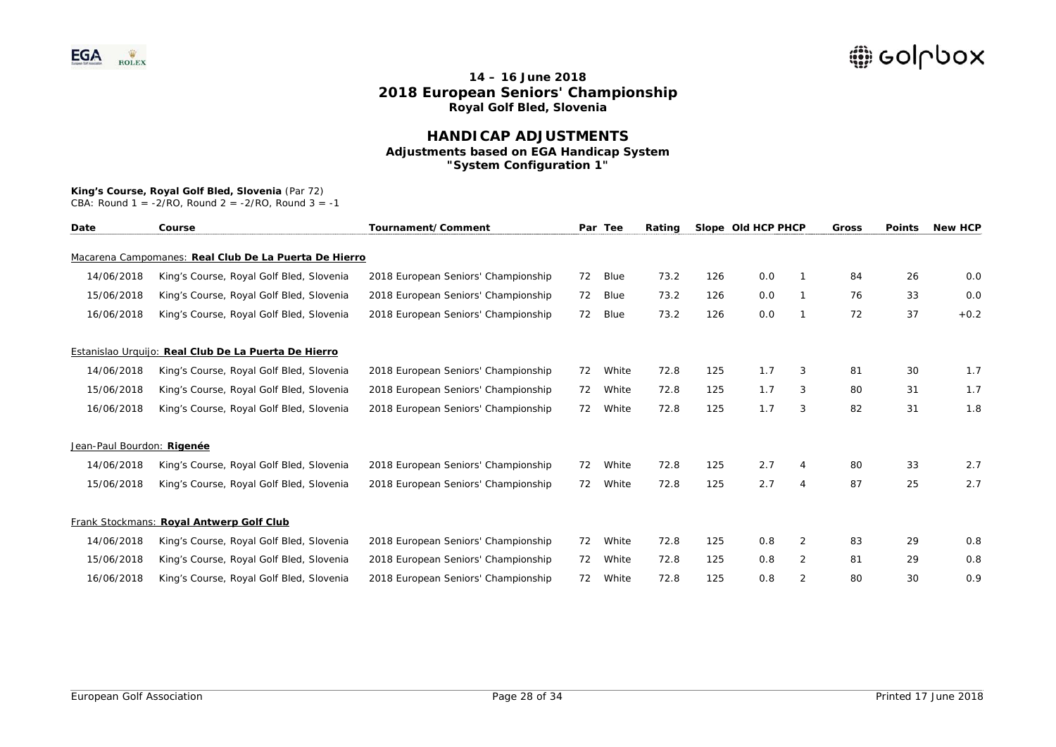# 14 – 16 June 2018
# 2018 European Seniors' Championship
## Royal Golf Bled, Slovenia

## HANDICAP ADJUSTMENTS
### Adjustments based on EGA Handicap System
### "System Configuration 1"

**King's Course, Royal Golf Bled, Slovenia** (Par 72)
CBA: Round 1 = -2/RO, Round 2 = -2/RO, Round 3 = -1

| Date | Course | Tournament/Comment | Par | Tee | Rating | Slope | Old HCP | PHCP | Gross | Points | New HCP |
|---|---|---|---|---|---|---|---|---|---|---|---|
| Macarena Campomanes: **Real Club De La Puerta De Hierro** | | | | | | | | | | | |
| 14/06/2018 | King's Course, Royal Golf Bled, Slovenia | 2018 European Seniors' Championship | 72 | Blue | 73.2 | 126 | 0.0 | 1 | 84 | 26 | 0.0 |
| 15/06/2018 | King's Course, Royal Golf Bled, Slovenia | 2018 European Seniors' Championship | 72 | Blue | 73.2 | 126 | 0.0 | 1 | 76 | 33 | 0.0 |
| 16/06/2018 | King's Course, Royal Golf Bled, Slovenia | 2018 European Seniors' Championship | 72 | Blue | 73.2 | 126 | 0.0 | 1 | 72 | 37 | +0.2 |
| Estanislao Urquijo: **Real Club De La Puerta De Hierro** | | | | | | | | | | | |
| 14/06/2018 | King's Course, Royal Golf Bled, Slovenia | 2018 European Seniors' Championship | 72 | White | 72.8 | 125 | 1.7 | 3 | 81 | 30 | 1.7 |
| 15/06/2018 | King's Course, Royal Golf Bled, Slovenia | 2018 European Seniors' Championship | 72 | White | 72.8 | 125 | 1.7 | 3 | 80 | 31 | 1.7 |
| 16/06/2018 | King's Course, Royal Golf Bled, Slovenia | 2018 European Seniors' Championship | 72 | White | 72.8 | 125 | 1.7 | 3 | 82 | 31 | 1.8 |
| Jean-Paul Bourdon: **Rigenée** | | | | | | | | | | | |
| 14/06/2018 | King's Course, Royal Golf Bled, Slovenia | 2018 European Seniors' Championship | 72 | White | 72.8 | 125 | 2.7 | 4 | 80 | 33 | 2.7 |
| 15/06/2018 | King's Course, Royal Golf Bled, Slovenia | 2018 European Seniors' Championship | 72 | White | 72.8 | 125 | 2.7 | 4 | 87 | 25 | 2.7 |
| Frank Stockmans: **Royal Antwerp Golf Club** | | | | | | | | | | | |
| 14/06/2018 | King's Course, Royal Golf Bled, Slovenia | 2018 European Seniors' Championship | 72 | White | 72.8 | 125 | 0.8 | 2 | 83 | 29 | 0.8 |
| 15/06/2018 | King's Course, Royal Golf Bled, Slovenia | 2018 European Seniors' Championship | 72 | White | 72.8 | 125 | 0.8 | 2 | 81 | 29 | 0.8 |
| 16/06/2018 | King's Course, Royal Golf Bled, Slovenia | 2018 European Seniors' Championship | 72 | White | 72.8 | 125 | 0.8 | 2 | 80 | 30 | 0.9 |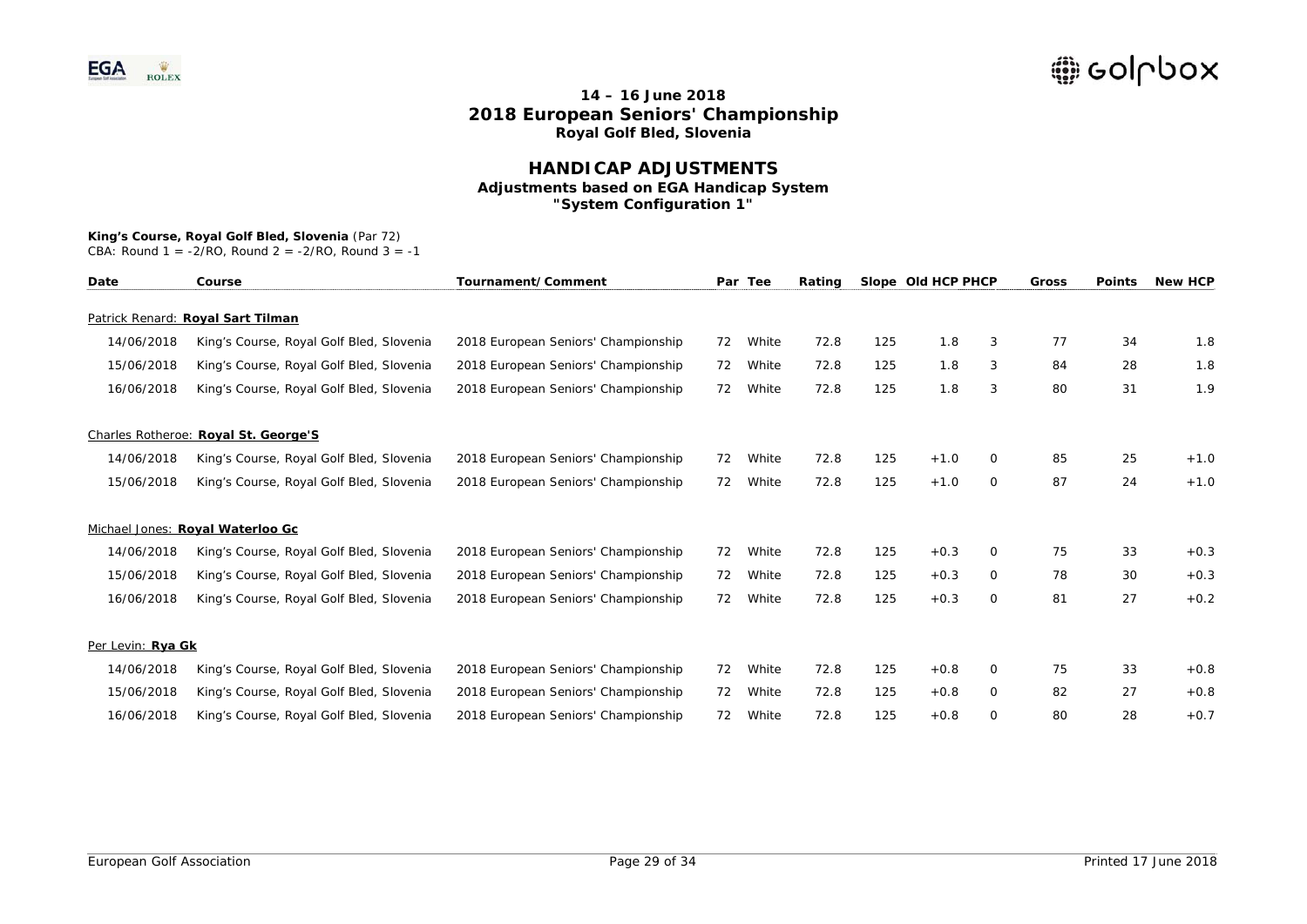# 14 – 16 June 2018
# 2018 European Seniors' Championship
## Royal Golf Bled, Slovenia

## HANDICAP ADJUSTMENTS
### Adjustments based on EGA Handicap System
### "System Configuration 1"

**King's Course, Royal Golf Bled, Slovenia** (Par 72)
CBA: Round 1 = -2/RO, Round 2 = -2/RO, Round 3 = -1

| Date | Course | Tournament/Comment | Par | Tee | Rating | Slope | Old HCP | PHCP | Gross | Points | New HCP |
|---|---|---|---|---|---|---|---|---|---|---|---|
| Patrick Renard: **Royal Sart Tilman** | | | | | | | | | | | |
| 14/06/2018 | King's Course, Royal Golf Bled, Slovenia | 2018 European Seniors' Championship | 72 | White | 72.8 | 125 | 1.8 | 3 | 77 | 34 | 1.8 |
| 15/06/2018 | King's Course, Royal Golf Bled, Slovenia | 2018 European Seniors' Championship | 72 | White | 72.8 | 125 | 1.8 | 3 | 84 | 28 | 1.8 |
| 16/06/2018 | King's Course, Royal Golf Bled, Slovenia | 2018 European Seniors' Championship | 72 | White | 72.8 | 125 | 1.8 | 3 | 80 | 31 | 1.9 |
| Charles Rotheroe: **Royal St. George'S** | | | | | | | | | | | |
| 14/06/2018 | King's Course, Royal Golf Bled, Slovenia | 2018 European Seniors' Championship | 72 | White | 72.8 | 125 | +1.0 | 0 | 85 | 25 | +1.0 |
| 15/06/2018 | King's Course, Royal Golf Bled, Slovenia | 2018 European Seniors' Championship | 72 | White | 72.8 | 125 | +1.0 | 0 | 87 | 24 | +1.0 |
| Michael Jones: **Royal Waterloo Gc** | | | | | | | | | | | |
| 14/06/2018 | King's Course, Royal Golf Bled, Slovenia | 2018 European Seniors' Championship | 72 | White | 72.8 | 125 | +0.3 | 0 | 75 | 33 | +0.3 |
| 15/06/2018 | King's Course, Royal Golf Bled, Slovenia | 2018 European Seniors' Championship | 72 | White | 72.8 | 125 | +0.3 | 0 | 78 | 30 | +0.3 |
| 16/06/2018 | King's Course, Royal Golf Bled, Slovenia | 2018 European Seniors' Championship | 72 | White | 72.8 | 125 | +0.3 | 0 | 81 | 27 | +0.2 |
| Per Levin: **Rya Gk** | | | | | | | | | | | |
| 14/06/2018 | King's Course, Royal Golf Bled, Slovenia | 2018 European Seniors' Championship | 72 | White | 72.8 | 125 | +0.8 | 0 | 75 | 33 | +0.8 |
| 15/06/2018 | King's Course, Royal Golf Bled, Slovenia | 2018 European Seniors' Championship | 72 | White | 72.8 | 125 | +0.8 | 0 | 82 | 27 | +0.8 |
| 16/06/2018 | King's Course, Royal Golf Bled, Slovenia | 2018 European Seniors' Championship | 72 | White | 72.8 | 125 | +0.8 | 0 | 80 | 28 | +0.7 |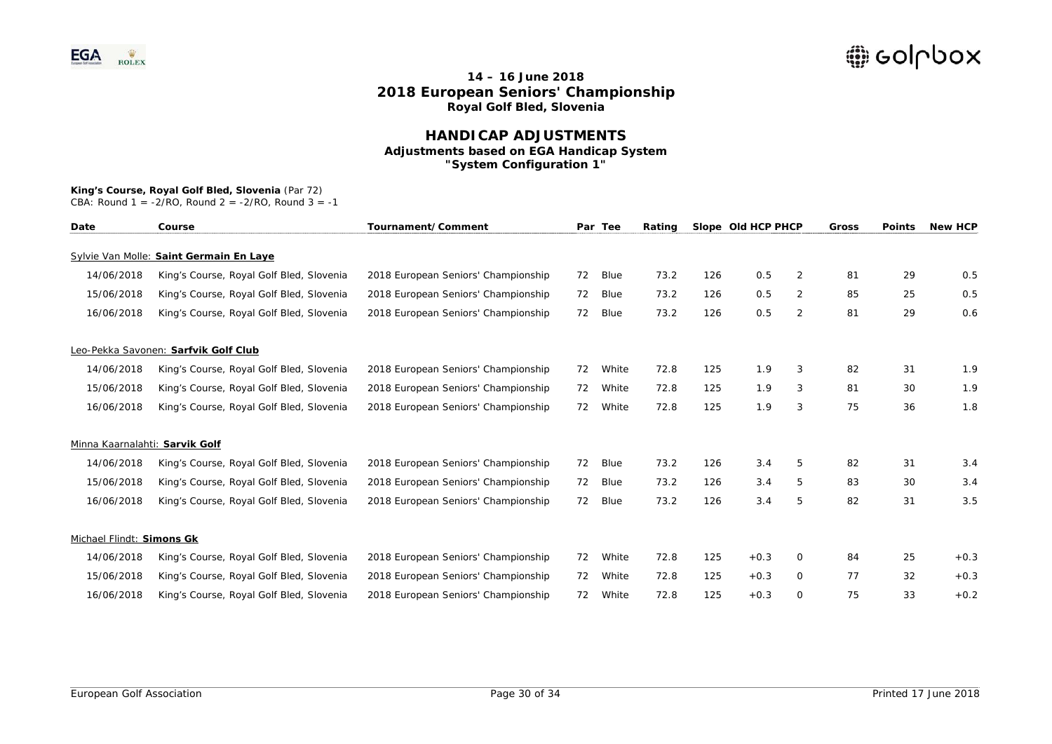# 14 – 16 June 2018
# 2018 European Seniors' Championship
## Royal Golf Bled, Slovenia

## HANDICAP ADJUSTMENTS
### Adjustments based on EGA Handicap System
### "System Configuration 1"

**King's Course, Royal Golf Bled, Slovenia** (Par 72)
CBA: Round 1 = -2/RO, Round 2 = -2/RO, Round 3 = -1

| Date | Course | Tournament/Comment | Par | Tee | Rating | Slope | Old HCP | PHCP | Gross | Points | New HCP |
|---|---|---|---|---|---|---|---|---|---|---|---|
| Sylvie Van Molle: **Saint Germain En Laye** | | | | | | | | | | | |
| 14/06/2018 | King's Course, Royal Golf Bled, Slovenia | 2018 European Seniors' Championship | 72 | Blue | 73.2 | 126 | 0.5 | 2 | 81 | 29 | 0.5 |
| 15/06/2018 | King's Course, Royal Golf Bled, Slovenia | 2018 European Seniors' Championship | 72 | Blue | 73.2 | 126 | 0.5 | 2 | 85 | 25 | 0.5 |
| 16/06/2018 | King's Course, Royal Golf Bled, Slovenia | 2018 European Seniors' Championship | 72 | Blue | 73.2 | 126 | 0.5 | 2 | 81 | 29 | 0.6 |
| Leo-Pekka Savonen: **Sarfvik Golf Club** | | | | | | | | | | | |
| 14/06/2018 | King's Course, Royal Golf Bled, Slovenia | 2018 European Seniors' Championship | 72 | White | 72.8 | 125 | 1.9 | 3 | 82 | 31 | 1.9 |
| 15/06/2018 | King's Course, Royal Golf Bled, Slovenia | 2018 European Seniors' Championship | 72 | White | 72.8 | 125 | 1.9 | 3 | 81 | 30 | 1.9 |
| 16/06/2018 | King's Course, Royal Golf Bled, Slovenia | 2018 European Seniors' Championship | 72 | White | 72.8 | 125 | 1.9 | 3 | 75 | 36 | 1.8 |
| Minna Kaarnalahti: **Sarvik Golf** | | | | | | | | | | | |
| 14/06/2018 | King's Course, Royal Golf Bled, Slovenia | 2018 European Seniors' Championship | 72 | Blue | 73.2 | 126 | 3.4 | 5 | 82 | 31 | 3.4 |
| 15/06/2018 | King's Course, Royal Golf Bled, Slovenia | 2018 European Seniors' Championship | 72 | Blue | 73.2 | 126 | 3.4 | 5 | 83 | 30 | 3.4 |
| 16/06/2018 | King's Course, Royal Golf Bled, Slovenia | 2018 European Seniors' Championship | 72 | Blue | 73.2 | 126 | 3.4 | 5 | 82 | 31 | 3.5 |
| Michael Flindt: **Simons Gk** | | | | | | | | | | | |
| 14/06/2018 | King's Course, Royal Golf Bled, Slovenia | 2018 European Seniors' Championship | 72 | White | 72.8 | 125 | +0.3 | 0 | 84 | 25 | +0.3 |
| 15/06/2018 | King's Course, Royal Golf Bled, Slovenia | 2018 European Seniors' Championship | 72 | White | 72.8 | 125 | +0.3 | 0 | 77 | 32 | +0.3 |
| 16/06/2018 | King's Course, Royal Golf Bled, Slovenia | 2018 European Seniors' Championship | 72 | White | 72.8 | 125 | +0.3 | 0 | 75 | 33 | +0.2 |

European Golf Association | Printed 17 June 2018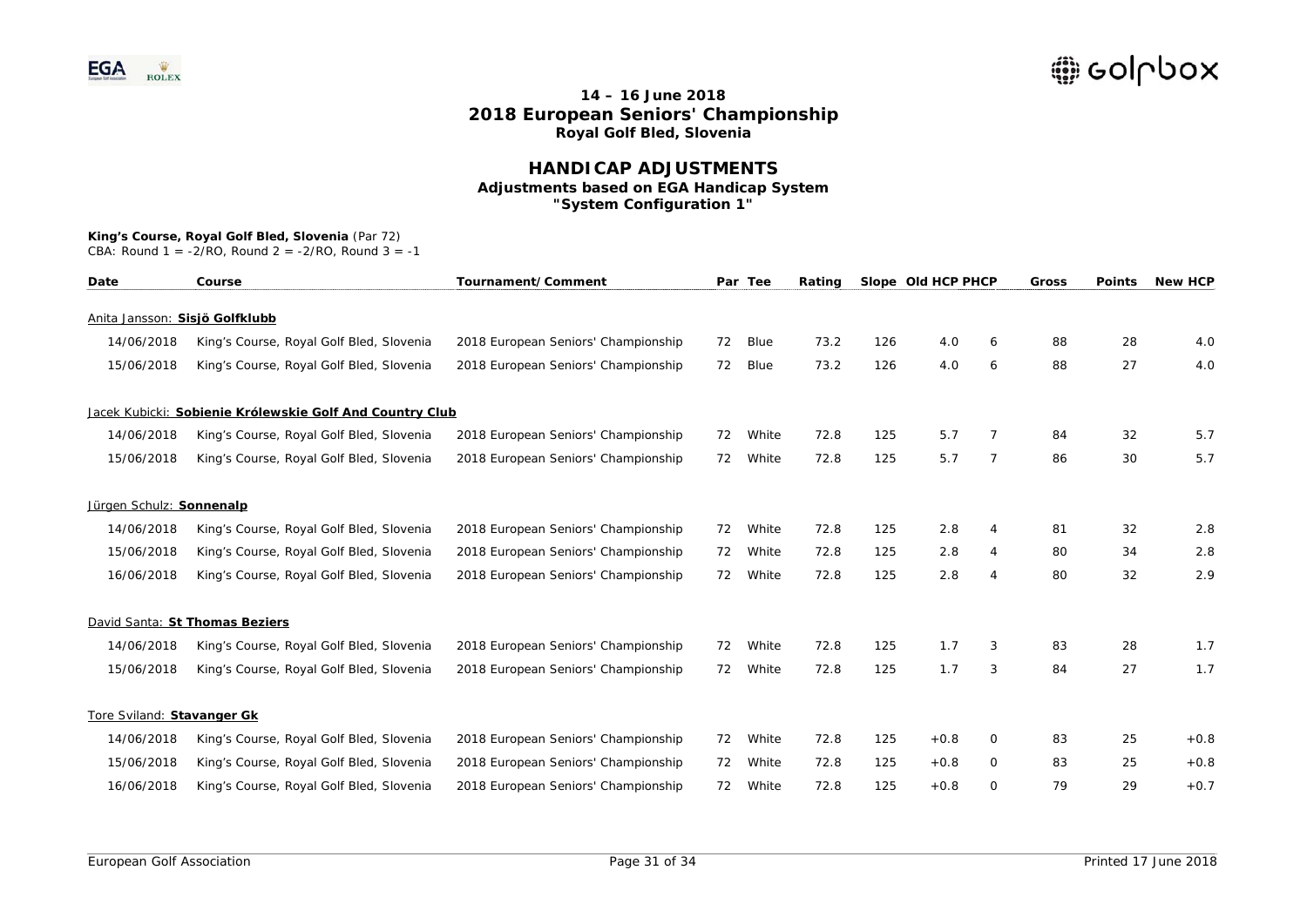# 14 – 16 June 2018
# 2018 European Seniors' Championship
## Royal Golf Bled, Slovenia

# HANDICAP ADJUSTMENTS
## Adjustments based on EGA Handicap System
## "System Configuration 1"

**King's Course, Royal Golf Bled, Slovenia** (Par 72)
CBA: Round 1 = -2/RO, Round 2 = -2/RO, Round 3 = -1

| Date | Course | Tournament/Comment | Par | Tee | Rating | Slope | Old HCP | PHCP | Gross | Points | New HCP |
|---|---|---|---|---|---|---|---|---|---|---|---|
| Anita Jansson: **Sisjö Golfklubb** | | | | | | | | | | | |
| 14/06/2018 | King's Course, Royal Golf Bled, Slovenia | 2018 European Seniors' Championship | 72 | Blue | 73.2 | 126 | 4.0 | 6 | 88 | 28 | 4.0 |
| 15/06/2018 | King's Course, Royal Golf Bled, Slovenia | 2018 European Seniors' Championship | 72 | Blue | 73.2 | 126 | 4.0 | 6 | 88 | 27 | 4.0 |
| Jacek Kubicki: **Sobienie Królewskie Golf And Country Club** | | | | | | | | | | | |
| 14/06/2018 | King's Course, Royal Golf Bled, Slovenia | 2018 European Seniors' Championship | 72 | White | 72.8 | 125 | 5.7 | 7 | 84 | 32 | 5.7 |
| 15/06/2018 | King's Course, Royal Golf Bled, Slovenia | 2018 European Seniors' Championship | 72 | White | 72.8 | 125 | 5.7 | 7 | 86 | 30 | 5.7 |
| Jürgen Schulz: **Sonnenalp** | | | | | | | | | | | |
| 14/06/2018 | King's Course, Royal Golf Bled, Slovenia | 2018 European Seniors' Championship | 72 | White | 72.8 | 125 | 2.8 | 4 | 81 | 32 | 2.8 |
| 15/06/2018 | King's Course, Royal Golf Bled, Slovenia | 2018 European Seniors' Championship | 72 | White | 72.8 | 125 | 2.8 | 4 | 80 | 34 | 2.8 |
| 16/06/2018 | King's Course, Royal Golf Bled, Slovenia | 2018 European Seniors' Championship | 72 | White | 72.8 | 125 | 2.8 | 4 | 80 | 32 | 2.9 |
| David Santa: **St Thomas Beziers** | | | | | | | | | | | |
| 14/06/2018 | King's Course, Royal Golf Bled, Slovenia | 2018 European Seniors' Championship | 72 | White | 72.8 | 125 | 1.7 | 3 | 83 | 28 | 1.7 |
| 15/06/2018 | King's Course, Royal Golf Bled, Slovenia | 2018 European Seniors' Championship | 72 | White | 72.8 | 125 | 1.7 | 3 | 84 | 27 | 1.7 |
| Tore Sviland: **Stavanger Gk** | | | | | | | | | | | |
| 14/06/2018 | King's Course, Royal Golf Bled, Slovenia | 2018 European Seniors' Championship | 72 | White | 72.8 | 125 | +0.8 | 0 | 83 | 25 | +0.8 |
| 15/06/2018 | King's Course, Royal Golf Bled, Slovenia | 2018 European Seniors' Championship | 72 | White | 72.8 | 125 | +0.8 | 0 | 83 | 25 | +0.8 |
| 16/06/2018 | King's Course, Royal Golf Bled, Slovenia | 2018 European Seniors' Championship | 72 | White | 72.8 | 125 | +0.8 | 0 | 79 | 29 | +0.7 |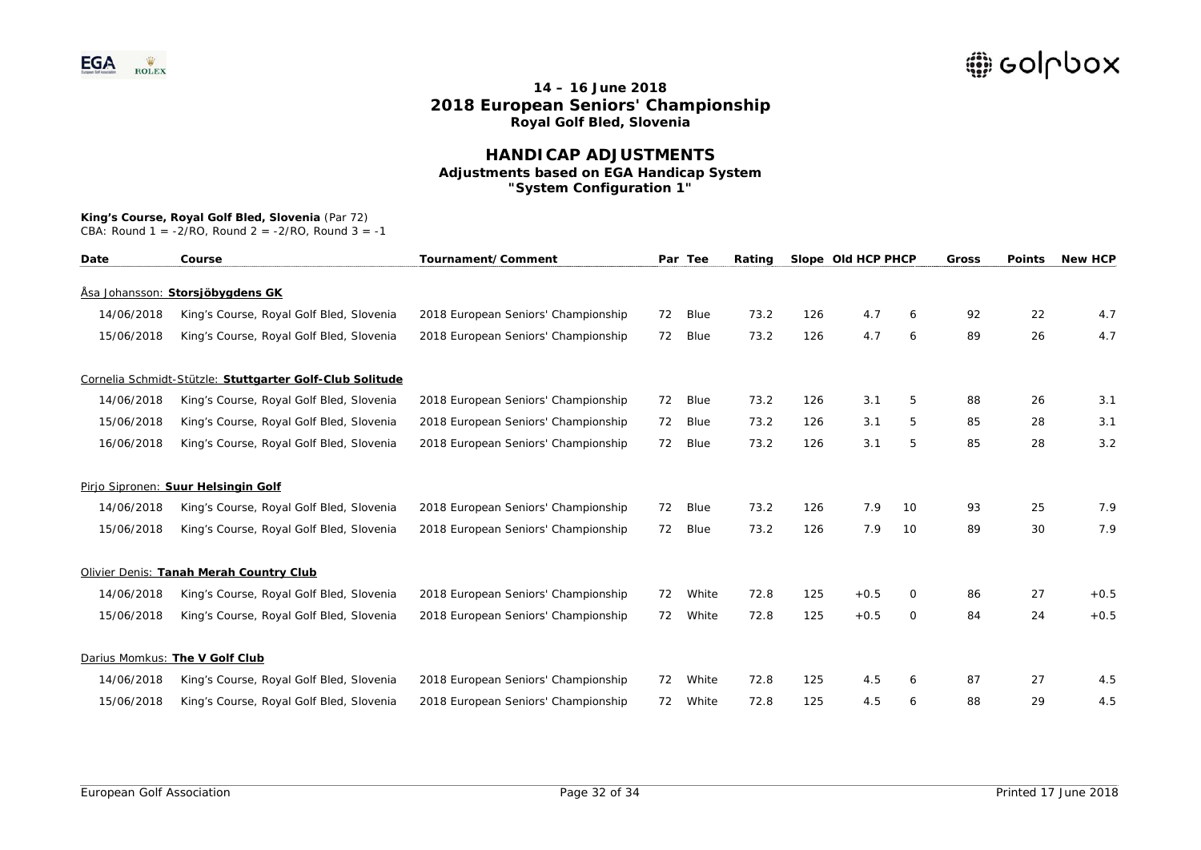# 14 – 16 June 2018
# 2018 European Seniors' Championship
## Royal Golf Bled, Slovenia

## HANDICAP ADJUSTMENTS
### Adjustments based on EGA Handicap System
### "System Configuration 1"

**King's Course, Royal Golf Bled, Slovenia** (Par 72)
CBA: Round 1 = -2/RO, Round 2 = -2/RO, Round 3 = -1

| Date | Course | Tournament/Comment | Par | Tee | Rating | Slope | Old HCP | PHCP | Gross | Points | New HCP |
|---|---|---|---|---|---|---|---|---|---|---|---|
| Åsa Johansson: **Storsjöbygdens GK** | | | | | | | | | | | |
| 14/06/2018 | King's Course, Royal Golf Bled, Slovenia | 2018 European Seniors' Championship | 72 | Blue | 73.2 | 126 | 4.7 | 6 | 92 | 22 | 4.7 |
| 15/06/2018 | King's Course, Royal Golf Bled, Slovenia | 2018 European Seniors' Championship | 72 | Blue | 73.2 | 126 | 4.7 | 6 | 89 | 26 | 4.7 |
| Cornelia Schmidt-Stütze: **Stuttgarter Golf-Club Solitude** | | | | | | | | | | | |
| 14/06/2018 | King's Course, Royal Golf Bled, Slovenia | 2018 European Seniors' Championship | 72 | Blue | 73.2 | 126 | 3.1 | 5 | 88 | 26 | 3.1 |
| 15/06/2018 | King's Course, Royal Golf Bled, Slovenia | 2018 European Seniors' Championship | 72 | Blue | 73.2 | 126 | 3.1 | 5 | 85 | 28 | 3.1 |
| 16/06/2018 | King's Course, Royal Golf Bled, Slovenia | 2018 European Seniors' Championship | 72 | Blue | 73.2 | 126 | 3.1 | 5 | 85 | 28 | 3.2 |
| Pirjo Sipronen: **Suur Helsingin Golf** | | | | | | | | | | | |
| 14/06/2018 | King's Course, Royal Golf Bled, Slovenia | 2018 European Seniors' Championship | 72 | Blue | 73.2 | 126 | 7.9 | 10 | 93 | 25 | 7.9 |
| 15/06/2018 | King's Course, Royal Golf Bled, Slovenia | 2018 European Seniors' Championship | 72 | Blue | 73.2 | 126 | 7.9 | 10 | 89 | 30 | 7.9 |
| Olivier Denis: **Tanah Merah Country Club** | | | | | | | | | | | |
| 14/06/2018 | King's Course, Royal Golf Bled, Slovenia | 2018 European Seniors' Championship | 72 | White | 72.8 | 125 | +0.5 | 0 | 86 | 27 | +0.5 |
| 15/06/2018 | King's Course, Royal Golf Bled, Slovenia | 2018 European Seniors' Championship | 72 | White | 72.8 | 125 | +0.5 | 0 | 84 | 24 | +0.5 |
| Darius Momkus: **The V Golf Club** | | | | | | | | | | | |
| 14/06/2018 | King's Course, Royal Golf Bled, Slovenia | 2018 European Seniors' Championship | 72 | White | 72.8 | 125 | 4.5 | 6 | 87 | 27 | 4.5 |
| 15/06/2018 | King's Course, Royal Golf Bled, Slovenia | 2018 European Seniors' Championship | 72 | White | 72.8 | 125 | 4.5 | 6 | 88 | 29 | 4.5 |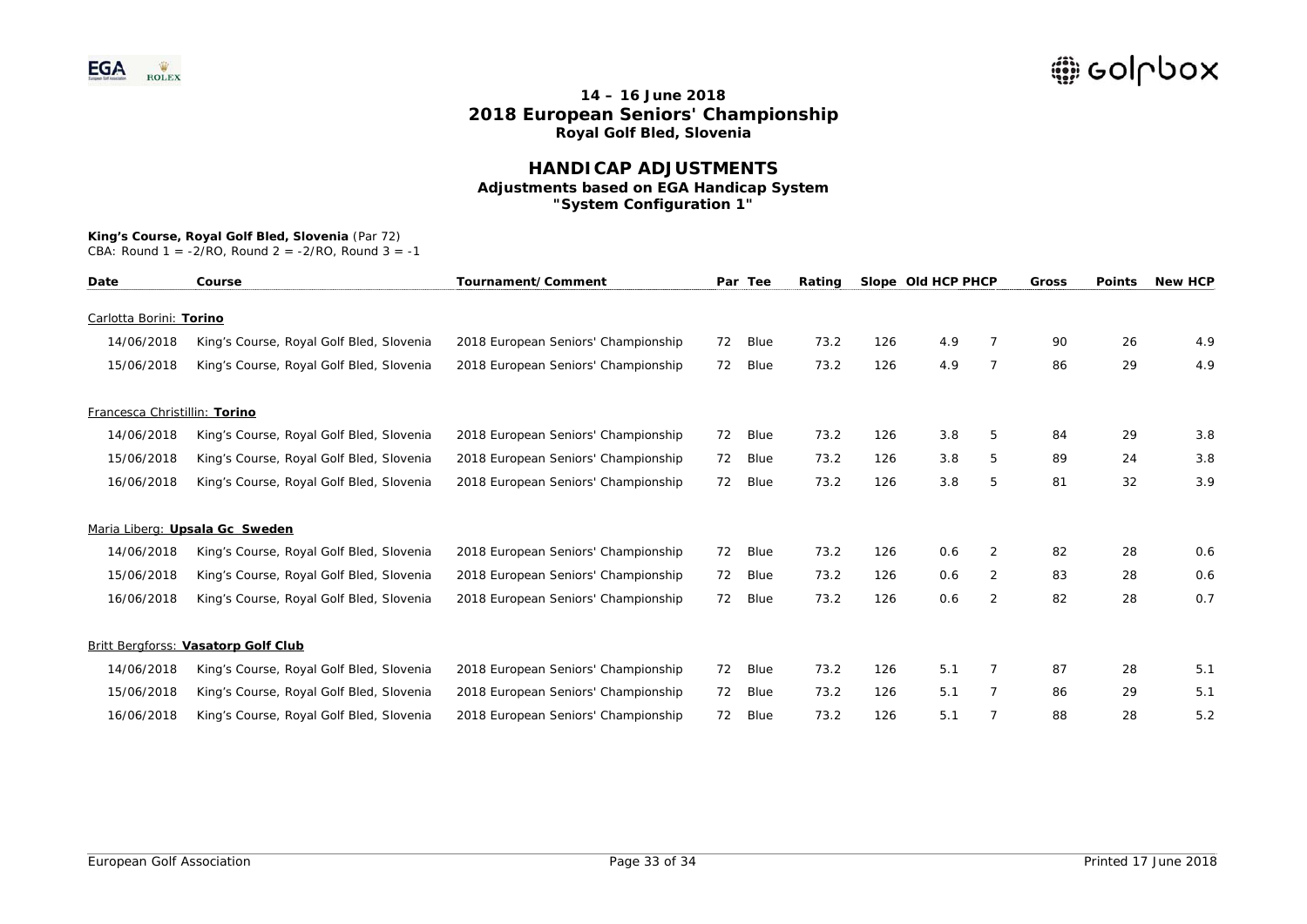# 14 – 16 June 2018
# 2018 European Seniors' Championship
## Royal Golf Bled, Slovenia

## HANDICAP ADJUSTMENTS
### Adjustments based on EGA Handicap System
### "System Configuration 1"

**King's Course, Royal Golf Bled, Slovenia** (Par 72)
CBA: Round 1 = -2/RO, Round 2 = -2/RO, Round 3 = -1

| Date | Course | Tournament/Comment | Par | Tee | Rating | Slope | Old HCP | PHCP | Gross | Points | New HCP |
|---|---|---|---|---|---|---|---|---|---|---|---|
| Carlotta Borini: **Torino** | | | | | | | | | | | |
| 14/06/2018 | King's Course, Royal Golf Bled, Slovenia | 2018 European Seniors' Championship | 72 | Blue | 73.2 | 126 | 4.9 | 7 | 90 | 26 | 4.9 |
| 15/06/2018 | King's Course, Royal Golf Bled, Slovenia | 2018 European Seniors' Championship | 72 | Blue | 73.2 | 126 | 4.9 | 7 | 86 | 29 | 4.9 |
| Francesca Christillin: **Torino** | | | | | | | | | | | |
| 14/06/2018 | King's Course, Royal Golf Bled, Slovenia | 2018 European Seniors' Championship | 72 | Blue | 73.2 | 126 | 3.8 | 5 | 84 | 29 | 3.8 |
| 15/06/2018 | King's Course, Royal Golf Bled, Slovenia | 2018 European Seniors' Championship | 72 | Blue | 73.2 | 126 | 3.8 | 5 | 89 | 24 | 3.8 |
| 16/06/2018 | King's Course, Royal Golf Bled, Slovenia | 2018 European Seniors' Championship | 72 | Blue | 73.2 | 126 | 3.8 | 5 | 81 | 32 | 3.9 |
| Maria Liberg: **Upsala Gc Sweden** | | | | | | | | | | | |
| 14/06/2018 | King's Course, Royal Golf Bled, Slovenia | 2018 European Seniors' Championship | 72 | Blue | 73.2 | 126 | 0.6 | 2 | 82 | 28 | 0.6 |
| 15/06/2018 | King's Course, Royal Golf Bled, Slovenia | 2018 European Seniors' Championship | 72 | Blue | 73.2 | 126 | 0.6 | 2 | 83 | 28 | 0.6 |
| 16/06/2018 | King's Course, Royal Golf Bled, Slovenia | 2018 European Seniors' Championship | 72 | Blue | 73.2 | 126 | 0.6 | 2 | 82 | 28 | 0.7 |
| Britt Bergforss: **Vasatorp Golf Club** | | | | | | | | | | | |
| 14/06/2018 | King's Course, Royal Golf Bled, Slovenia | 2018 European Seniors' Championship | 72 | Blue | 73.2 | 126 | 5.1 | 7 | 87 | 28 | 5.1 |
| 15/06/2018 | King's Course, Royal Golf Bled, Slovenia | 2018 European Seniors' Championship | 72 | Blue | 73.2 | 126 | 5.1 | 7 | 86 | 29 | 5.1 |
| 16/06/2018 | King's Course, Royal Golf Bled, Slovenia | 2018 European Seniors' Championship | 72 | Blue | 73.2 | 126 | 5.1 | 7 | 88 | 28 | 5.2 |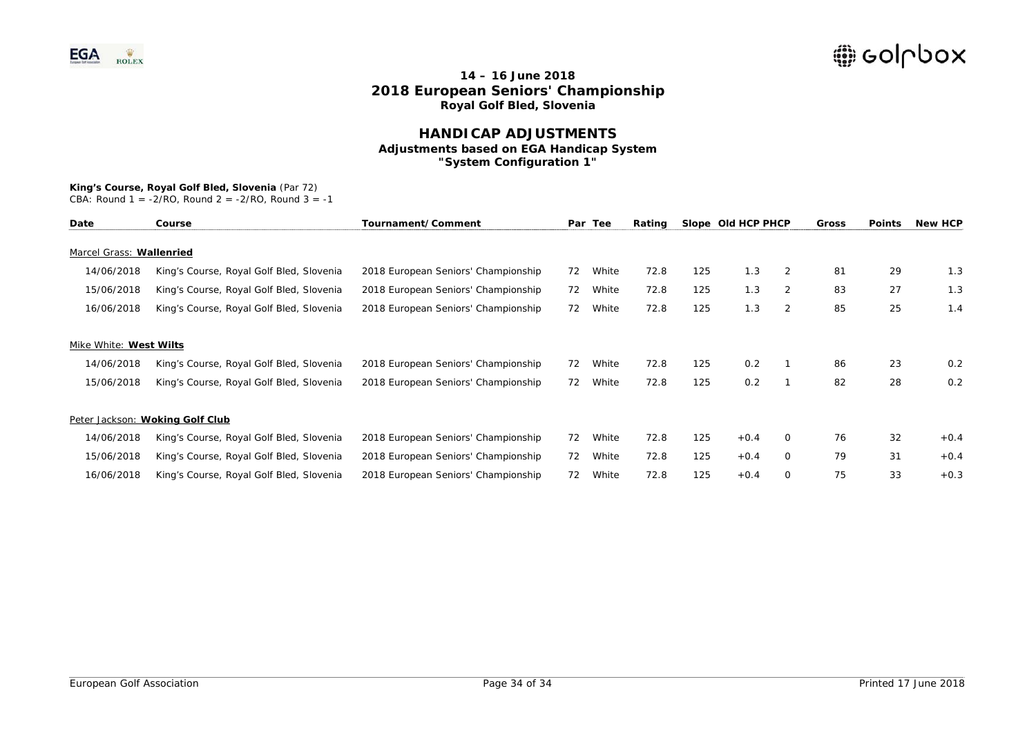## 14 – 16 June 2018
## 2018 European Seniors' Championship
### Royal Golf Bled, Slovenia

# HANDICAP ADJUSTMENTS
### Adjustments based on EGA Handicap System
### "System Configuration 1"

**King's Course, Royal Golf Bled, Slovenia** (Par 72)
CBA: Round 1 = -2/RO, Round 2 = -2/RO, Round 3 = -1

| Date | Course | Tournament/Comment | Par | Tee | Rating | Slope | Old HCP | PHCP | Gross | Points | New HCP |
|---|---|---|---|---|---|---|---|---|---|---|---|
| Marcel Grass: **Wallenried** | | | | | | | | | | | |
| 14/06/2018 | King's Course, Royal Golf Bled, Slovenia | 2018 European Seniors' Championship | 72 | White | 72.8 | 125 | 1.3 | 2 | 81 | 29 | 1.3 |
| 15/06/2018 | King's Course, Royal Golf Bled, Slovenia | 2018 European Seniors' Championship | 72 | White | 72.8 | 125 | 1.3 | 2 | 83 | 27 | 1.3 |
| 16/06/2018 | King's Course, Royal Golf Bled, Slovenia | 2018 European Seniors' Championship | 72 | White | 72.8 | 125 | 1.3 | 2 | 85 | 25 | 1.4 |
| Mike White: **West Wilts** | | | | | | | | | | | |
| 14/06/2018 | King's Course, Royal Golf Bled, Slovenia | 2018 European Seniors' Championship | 72 | White | 72.8 | 125 | 0.2 | 1 | 86 | 23 | 0.2 |
| 15/06/2018 | King's Course, Royal Golf Bled, Slovenia | 2018 European Seniors' Championship | 72 | White | 72.8 | 125 | 0.2 | 1 | 82 | 28 | 0.2 |
| Peter Jackson: **Woking Golf Club** | | | | | | | | | | | |
| 14/06/2018 | King's Course, Royal Golf Bled, Slovenia | 2018 European Seniors' Championship | 72 | White | 72.8 | 125 | +0.4 | 0 | 76 | 32 | +0.4 |
| 15/06/2018 | King's Course, Royal Golf Bled, Slovenia | 2018 European Seniors' Championship | 72 | White | 72.8 | 125 | +0.4 | 0 | 79 | 31 | +0.4 |
| 16/06/2018 | King's Course, Royal Golf Bled, Slovenia | 2018 European Seniors' Championship | 72 | White | 72.8 | 125 | +0.4 | 0 | 75 | 33 | +0.3 |